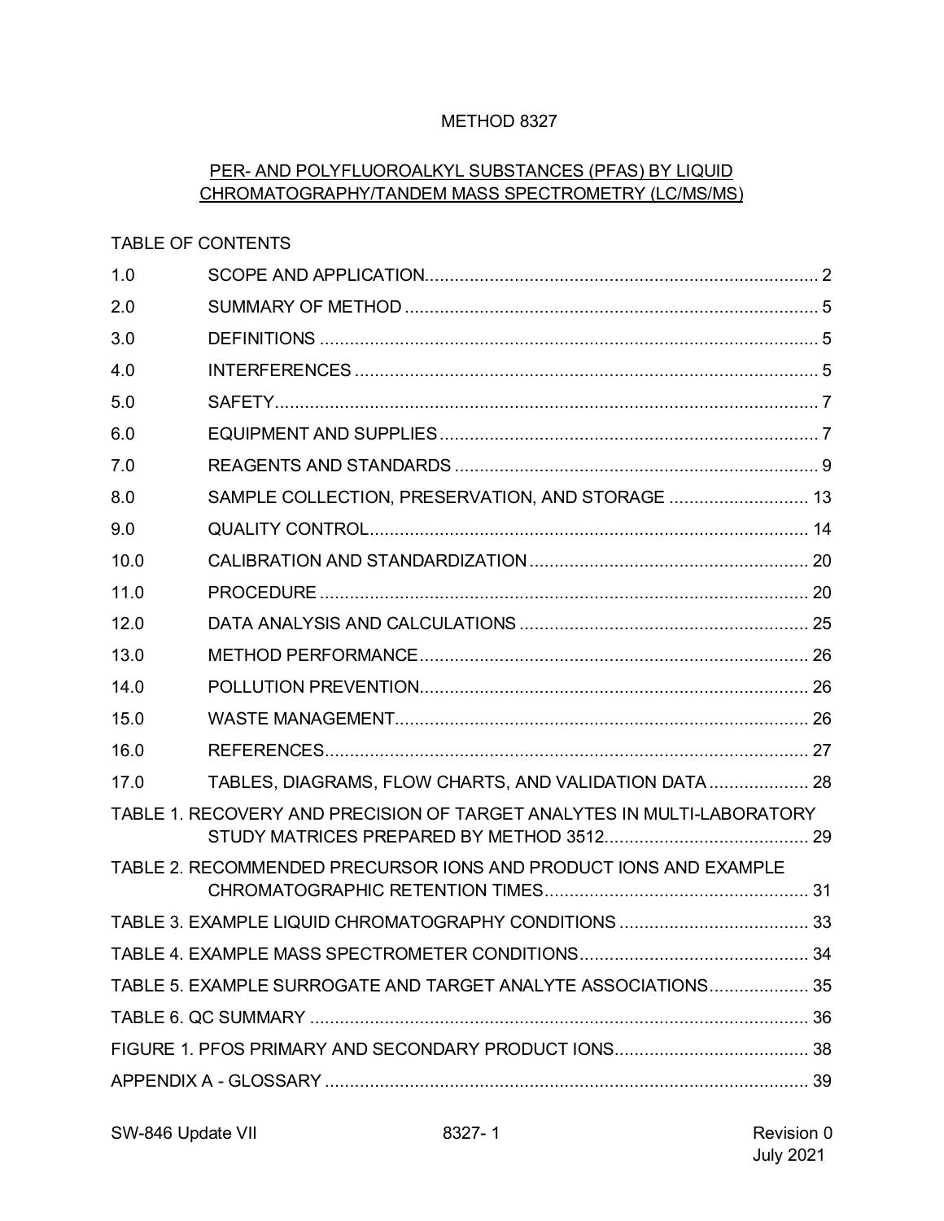# METHOD 8327

## PER- AND POLYFLUOROALKYL SUBSTANCES (PFAS) BY LIQUID CHROMATOGRAPHY/TANDEM MASS SPECTROMETRY (LC/MS/MS)

TABLE OF CONTENTS

| | | |
|---|---|---|
| 1.0 | SCOPE AND APPLICATION | 2 |
| 2.0 | SUMMARY OF METHOD | 5 |
| 3.0 | DEFINITIONS | 5 |
| 4.0 | INTERFERENCES | 5 |
| 5.0 | SAFETY | 7 |
| 6.0 | EQUIPMENT AND SUPPLIES | 7 |
| 7.0 | REAGENTS AND STANDARDS | 9 |
| 8.0 | SAMPLE COLLECTION, PRESERVATION, AND STORAGE | 13 |
| 9.0 | QUALITY CONTROL | 14 |
| 10.0 | CALIBRATION AND STANDARDIZATION | 20 |
| 11.0 | PROCEDURE | 20 |
| 12.0 | DATA ANALYSIS AND CALCULATIONS | 25 |
| 13.0 | METHOD PERFORMANCE | 26 |
| 14.0 | POLLUTION PREVENTION | 26 |
| 15.0 | WASTE MANAGEMENT | 26 |
| 16.0 | REFERENCES | 27 |
| 17.0 | TABLES, DIAGRAMS, FLOW CHARTS, AND VALIDATION DATA | 28 |
| TABLE 1. RECOVERY AND PRECISION OF TARGET ANALYTES IN MULTI-LABORATORY STUDY MATRICES PREPARED BY METHOD 3512 | | 29 |
| TABLE 2. RECOMMENDED PRECURSOR IONS AND PRODUCT IONS AND EXAMPLE CHROMATOGRAPHIC RETENTION TIMES | | 31 |
| TABLE 3. EXAMPLE LIQUID CHROMATOGRAPHY CONDITIONS | | 33 |
| TABLE 4. EXAMPLE MASS SPECTROMETER CONDITIONS | | 34 |
| TABLE 5. EXAMPLE SURROGATE AND TARGET ANALYTE ASSOCIATIONS | | 35 |
| TABLE 6. QC SUMMARY | | 36 |
| FIGURE 1. PFOS PRIMARY AND SECONDARY PRODUCT IONS | | 38 |
| APPENDIX A - GLOSSARY | | 39 |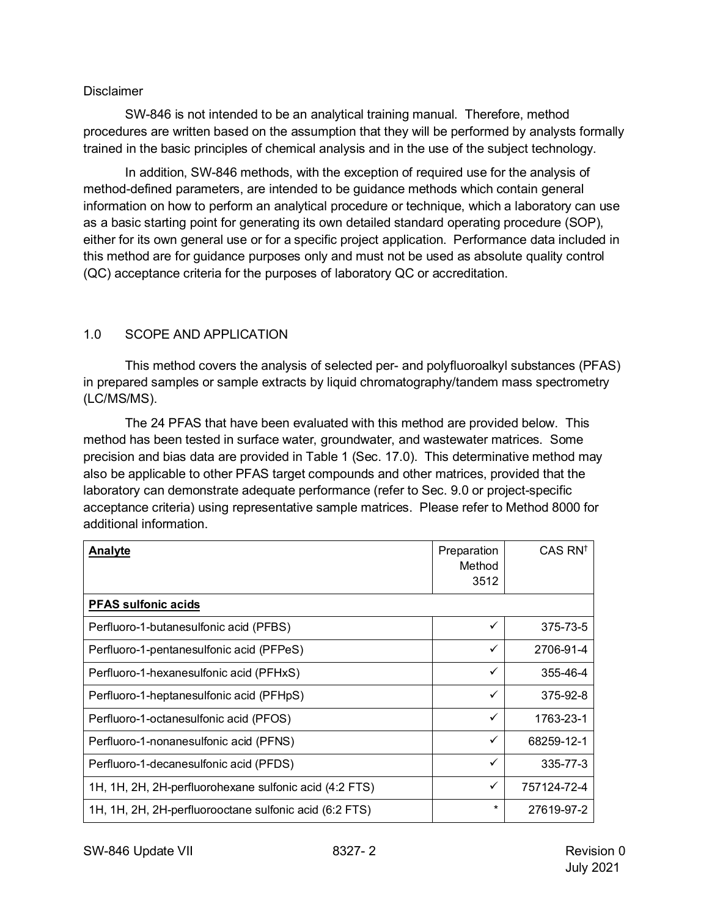Disclaimer

SW-846 is not intended to be an analytical training manual. Therefore, method procedures are written based on the assumption that they will be performed by analysts formally trained in the basic principles of chemical analysis and in the use of the subject technology.

In addition, SW-846 methods, with the exception of required use for the analysis of method-defined parameters, are intended to be guidance methods which contain general information on how to perform an analytical procedure or technique, which a laboratory can use as a basic starting point for generating its own detailed standard operating procedure (SOP), either for its own general use or for a specific project application. Performance data included in this method are for guidance purposes only and must not be used as absolute quality control (QC) acceptance criteria for the purposes of laboratory QC or accreditation.

## 1.0 SCOPE AND APPLICATION

This method covers the analysis of selected per- and polyfluoroalkyl substances (PFAS) in prepared samples or sample extracts by liquid chromatography/tandem mass spectrometry (LC/MS/MS).

The 24 PFAS that have been evaluated with this method are provided below. This method has been tested in surface water, groundwater, and wastewater matrices. Some precision and bias data are provided in Table 1 (Sec. 17.0). This determinative method may also be applicable to other PFAS target compounds and other matrices, provided that the laboratory can demonstrate adequate performance (refer to Sec. 9.0 or project-specific acceptance criteria) using representative sample matrices. Please refer to Method 8000 for additional information.

| **Analyte** | Preparation Method 3512 | CAS RN† |
|---|---|---|
| **PFAS sulfonic acids** | | |
| Perfluoro-1-butanesulfonic acid (PFBS) | ✓ | 375-73-5 |
| Perfluoro-1-pentanesulfonic acid (PFPeS) | ✓ | 2706-91-4 |
| Perfluoro-1-hexanesulfonic acid (PFHxS) | ✓ | 355-46-4 |
| Perfluoro-1-heptanesulfonic acid (PFHpS) | ✓ | 375-92-8 |
| Perfluoro-1-octanesulfonic acid (PFOS) | ✓ | 1763-23-1 |
| Perfluoro-1-nonanesulfonic acid (PFNS) | ✓ | 68259-12-1 |
| Perfluoro-1-decanesulfonic acid (PFDS) | ✓ | 335-77-3 |
| 1H, 1H, 2H, 2H-perfluorohexane sulfonic acid (4:2 FTS) | ✓ | 757124-72-4 |
| 1H, 1H, 2H, 2H-perfluorooctane sulfonic acid (6:2 FTS) | * | 27619-97-2 |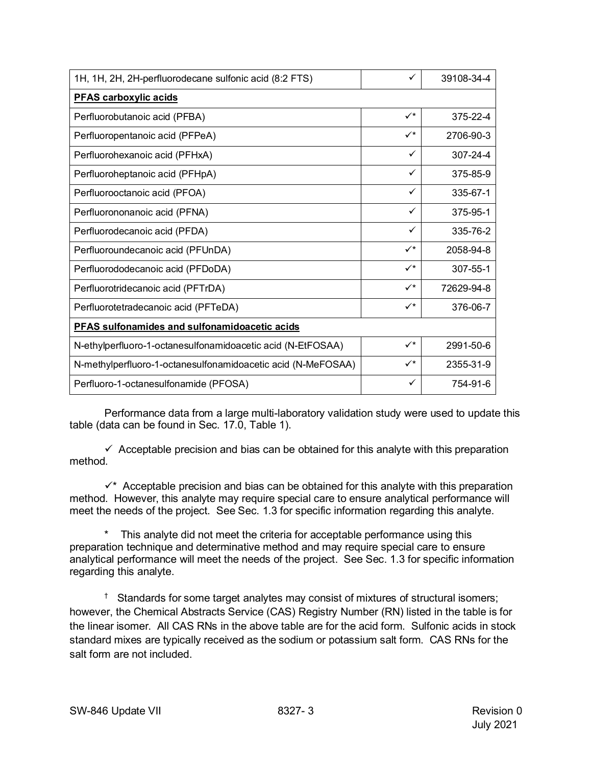| | | |
|---|---|---|
| 1H, 1H, 2H, 2H-perfluorodecane sulfonic acid (8:2 FTS) | ✓ | 39108-34-4 |
| **PFAS carboxylic acids** | | |
| Perfluorobutanoic acid (PFBA) | ✓* | 375-22-4 |
| Perfluoropentanoic acid (PFPeA) | ✓* | 2706-90-3 |
| Perfluorohexanoic acid (PFHxA) | ✓ | 307-24-4 |
| Perfluoroheptanoic acid (PFHpA) | ✓ | 375-85-9 |
| Perfluorooctanoic acid (PFOA) | ✓ | 335-67-1 |
| Perfluorononanoic acid (PFNA) | ✓ | 375-95-1 |
| Perfluorodecanoic acid (PFDA) | ✓ | 335-76-2 |
| Perfluoroundecanoic acid (PFUnDA) | ✓* | 2058-94-8 |
| Perfluorododecanoic acid (PFDoDA) | ✓* | 307-55-1 |
| Perfluorotridecanoic acid (PFTrDA) | ✓* | 72629-94-8 |
| Perfluorotetradecanoic acid (PFTeDA) | ✓* | 376-06-7 |
| **PFAS sulfonamides and sulfonamidoacetic acids** | | |
| N-ethylperfluoro-1-octanesulfonamidoacetic acid (N-EtFOSAA) | ✓* | 2991-50-6 |
| N-methylperfluoro-1-octanesulfonamidoacetic acid (N-MeFOSAA) | ✓* | 2355-31-9 |
| Perfluoro-1-octanesulfonamide (PFOSA) | ✓ | 754-91-6 |

Performance data from a large multi-laboratory validation study were used to update this table (data can be found in Sec. 17.0, Table 1).

✓ Acceptable precision and bias can be obtained for this analyte with this preparation method.

✓* Acceptable precision and bias can be obtained for this analyte with this preparation method. However, this analyte may require special care to ensure analytical performance will meet the needs of the project. See Sec. 1.3 for specific information regarding this analyte.

\* This analyte did not meet the criteria for acceptable performance using this preparation technique and determinative method and may require special care to ensure analytical performance will meet the needs of the project. See Sec. 1.3 for specific information regarding this analyte.

† Standards for some target analytes may consist of mixtures of structural isomers; however, the Chemical Abstracts Service (CAS) Registry Number (RN) listed in the table is for the linear isomer. All CAS RNs in the above table are for the acid form. Sulfonic acids in stock standard mixes are typically received as the sodium or potassium salt form. CAS RNs for the salt form are not included.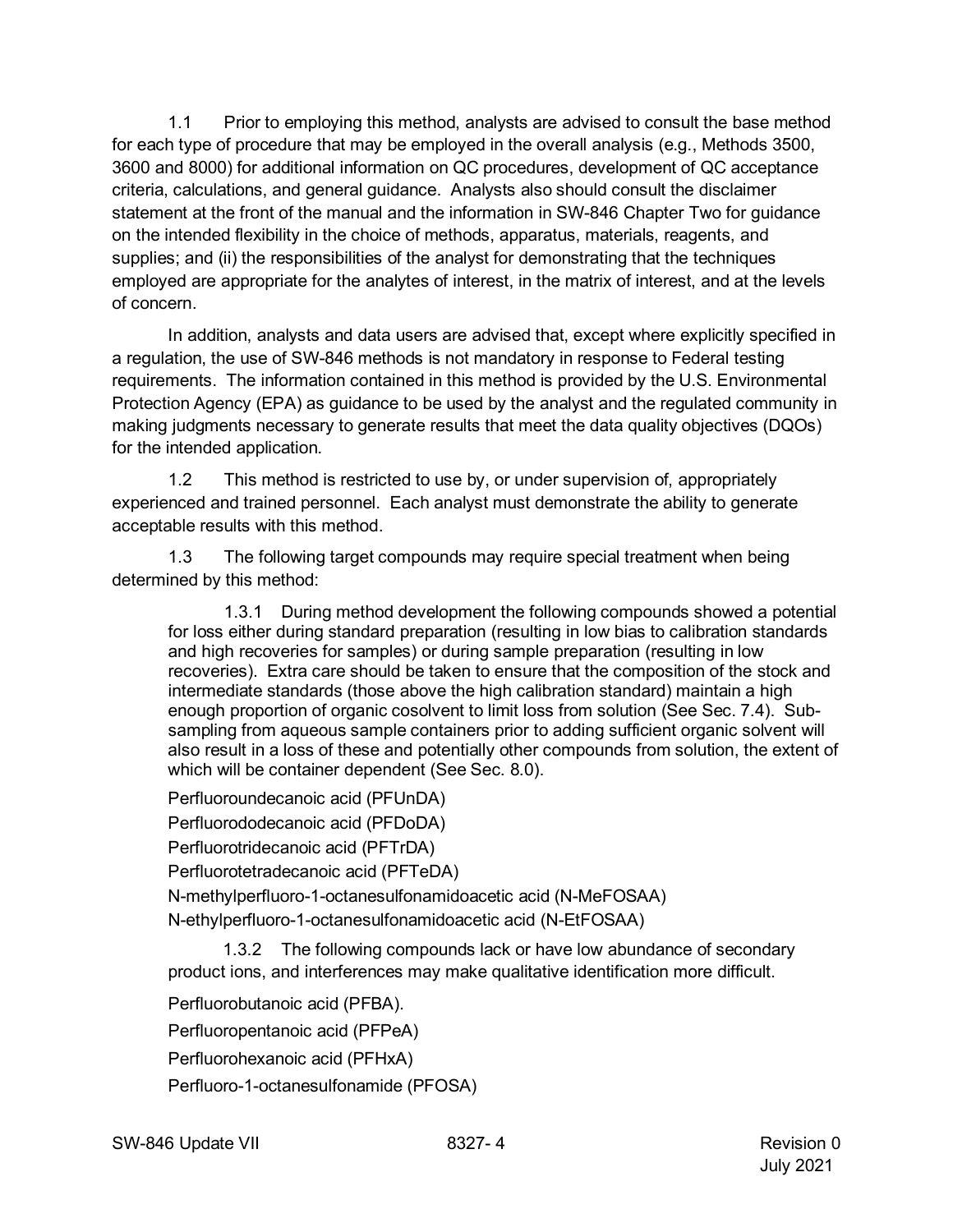1.1 Prior to employing this method, analysts are advised to consult the base method for each type of procedure that may be employed in the overall analysis (e.g., Methods 3500, 3600 and 8000) for additional information on QC procedures, development of QC acceptance criteria, calculations, and general guidance. Analysts also should consult the disclaimer statement at the front of the manual and the information in SW-846 Chapter Two for guidance on the intended flexibility in the choice of methods, apparatus, materials, reagents, and supplies; and (ii) the responsibilities of the analyst for demonstrating that the techniques employed are appropriate for the analytes of interest, in the matrix of interest, and at the levels of concern.

In addition, analysts and data users are advised that, except where explicitly specified in a regulation, the use of SW-846 methods is not mandatory in response to Federal testing requirements. The information contained in this method is provided by the U.S. Environmental Protection Agency (EPA) as guidance to be used by the analyst and the regulated community in making judgments necessary to generate results that meet the data quality objectives (DQOs) for the intended application.

1.2 This method is restricted to use by, or under supervision of, appropriately experienced and trained personnel. Each analyst must demonstrate the ability to generate acceptable results with this method.

1.3 The following target compounds may require special treatment when being determined by this method:

1.3.1 During method development the following compounds showed a potential for loss either during standard preparation (resulting in low bias to calibration standards and high recoveries for samples) or during sample preparation (resulting in low recoveries). Extra care should be taken to ensure that the composition of the stock and intermediate standards (those above the high calibration standard) maintain a high enough proportion of organic cosolvent to limit loss from solution (See Sec. 7.4). Sub-sampling from aqueous sample containers prior to adding sufficient organic solvent will also result in a loss of these and potentially other compounds from solution, the extent of which will be container dependent (See Sec. 8.0).

Perfluoroundecanoic acid (PFUnDA)

Perfluorododecanoic acid (PFDoDA)

Perfluorotridecanoic acid (PFTrDA)

Perfluorotetradecanoic acid (PFTeDA)

N-methylperfluoro-1-octanesulfonamidoacetic acid (N-MeFOSAA)

N-ethylperfluoro-1-octanesulfonamidoacetic acid (N-EtFOSAA)

1.3.2 The following compounds lack or have low abundance of secondary product ions, and interferences may make qualitative identification more difficult.

Perfluorobutanoic acid (PFBA).

Perfluoropentanoic acid (PFPeA)

Perfluorohexanoic acid (PFHxA)

Perfluoro-1-octanesulfonamide (PFOSA)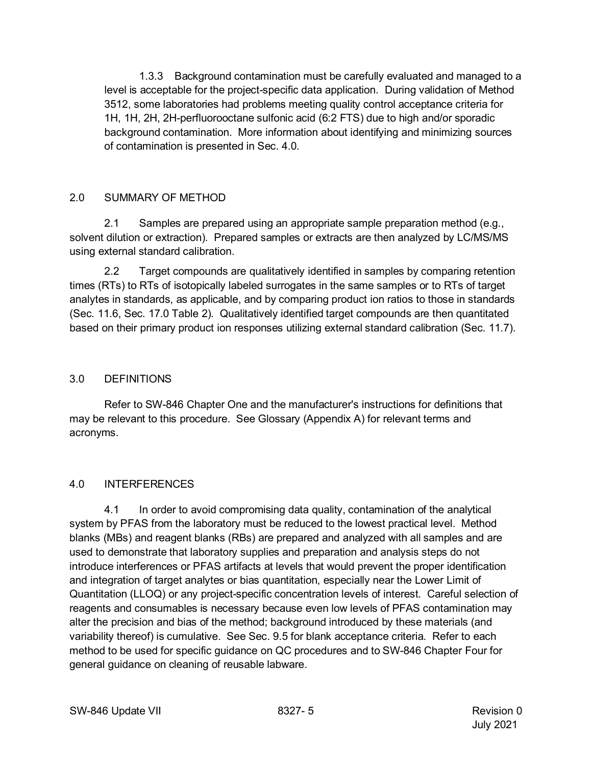1.3.3 Background contamination must be carefully evaluated and managed to a level is acceptable for the project-specific data application. During validation of Method 3512, some laboratories had problems meeting quality control acceptance criteria for 1H, 1H, 2H, 2H-perfluorooctane sulfonic acid (6:2 FTS) due to high and/or sporadic background contamination. More information about identifying and minimizing sources of contamination is presented in Sec. 4.0.

## 2.0 SUMMARY OF METHOD

2.1 Samples are prepared using an appropriate sample preparation method (e.g., solvent dilution or extraction). Prepared samples or extracts are then analyzed by LC/MS/MS using external standard calibration.

2.2 Target compounds are qualitatively identified in samples by comparing retention times (RTs) to RTs of isotopically labeled surrogates in the same samples or to RTs of target analytes in standards, as applicable, and by comparing product ion ratios to those in standards (Sec. 11.6, Sec. 17.0 Table 2). Qualitatively identified target compounds are then quantitated based on their primary product ion responses utilizing external standard calibration (Sec. 11.7).

## 3.0 DEFINITIONS

Refer to SW-846 Chapter One and the manufacturer's instructions for definitions that may be relevant to this procedure. See Glossary (Appendix A) for relevant terms and acronyms.

## 4.0 INTERFERENCES

4.1 In order to avoid compromising data quality, contamination of the analytical system by PFAS from the laboratory must be reduced to the lowest practical level. Method blanks (MBs) and reagent blanks (RBs) are prepared and analyzed with all samples and are used to demonstrate that laboratory supplies and preparation and analysis steps do not introduce interferences or PFAS artifacts at levels that would prevent the proper identification and integration of target analytes or bias quantitation, especially near the Lower Limit of Quantitation (LLOQ) or any project-specific concentration levels of interest. Careful selection of reagents and consumables is necessary because even low levels of PFAS contamination may alter the precision and bias of the method; background introduced by these materials (and variability thereof) is cumulative. See Sec. 9.5 for blank acceptance criteria. Refer to each method to be used for specific guidance on QC procedures and to SW-846 Chapter Four for general guidance on cleaning of reusable labware.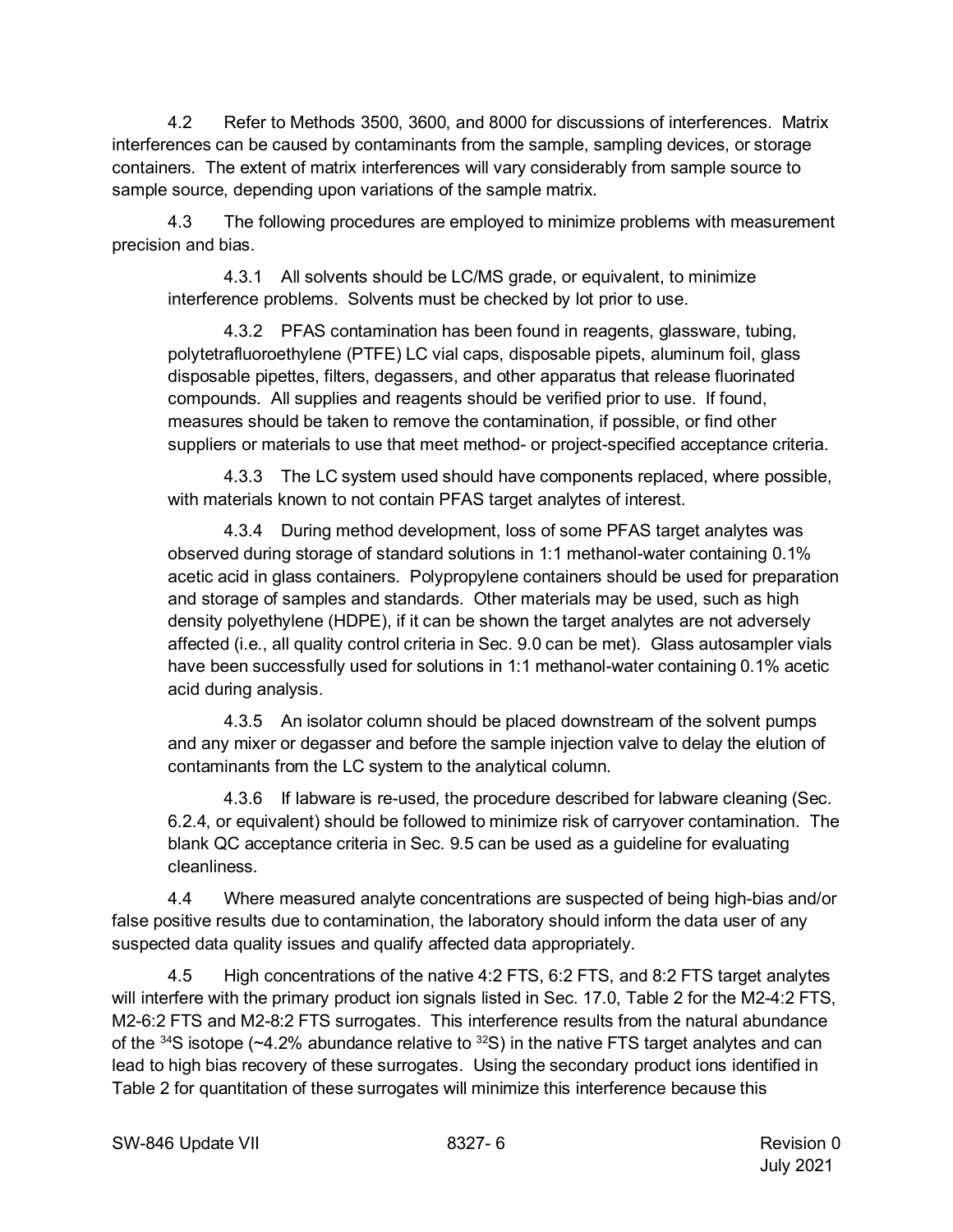4.2 Refer to Methods 3500, 3600, and 8000 for discussions of interferences. Matrix interferences can be caused by contaminants from the sample, sampling devices, or storage containers. The extent of matrix interferences will vary considerably from sample source to sample source, depending upon variations of the sample matrix.

4.3 The following procedures are employed to minimize problems with measurement precision and bias.

4.3.1 All solvents should be LC/MS grade, or equivalent, to minimize interference problems. Solvents must be checked by lot prior to use.

4.3.2 PFAS contamination has been found in reagents, glassware, tubing, polytetrafluoroethylene (PTFE) LC vial caps, disposable pipets, aluminum foil, glass disposable pipettes, filters, degassers, and other apparatus that release fluorinated compounds. All supplies and reagents should be verified prior to use. If found, measures should be taken to remove the contamination, if possible, or find other suppliers or materials to use that meet method- or project-specified acceptance criteria.

4.3.3 The LC system used should have components replaced, where possible, with materials known to not contain PFAS target analytes of interest.

4.3.4 During method development, loss of some PFAS target analytes was observed during storage of standard solutions in 1:1 methanol-water containing 0.1% acetic acid in glass containers. Polypropylene containers should be used for preparation and storage of samples and standards. Other materials may be used, such as high density polyethylene (HDPE), if it can be shown the target analytes are not adversely affected (i.e., all quality control criteria in Sec. 9.0 can be met). Glass autosampler vials have been successfully used for solutions in 1:1 methanol-water containing 0.1% acetic acid during analysis.

4.3.5 An isolator column should be placed downstream of the solvent pumps and any mixer or degasser and before the sample injection valve to delay the elution of contaminants from the LC system to the analytical column.

4.3.6 If labware is re-used, the procedure described for labware cleaning (Sec. 6.2.4, or equivalent) should be followed to minimize risk of carryover contamination. The blank QC acceptance criteria in Sec. 9.5 can be used as a guideline for evaluating cleanliness.

4.4 Where measured analyte concentrations are suspected of being high-bias and/or false positive results due to contamination, the laboratory should inform the data user of any suspected data quality issues and qualify affected data appropriately.

4.5 High concentrations of the native 4:2 FTS, 6:2 FTS, and 8:2 FTS target analytes will interfere with the primary product ion signals listed in Sec. 17.0, Table 2 for the M2-4:2 FTS, M2-6:2 FTS and M2-8:2 FTS surrogates. This interference results from the natural abundance of the $^{34}S$ isotope (~4.2% abundance relative to $^{32}S$) in the native FTS target analytes and can lead to high bias recovery of these surrogates. Using the secondary product ions identified in Table 2 for quantitation of these surrogates will minimize this interference because this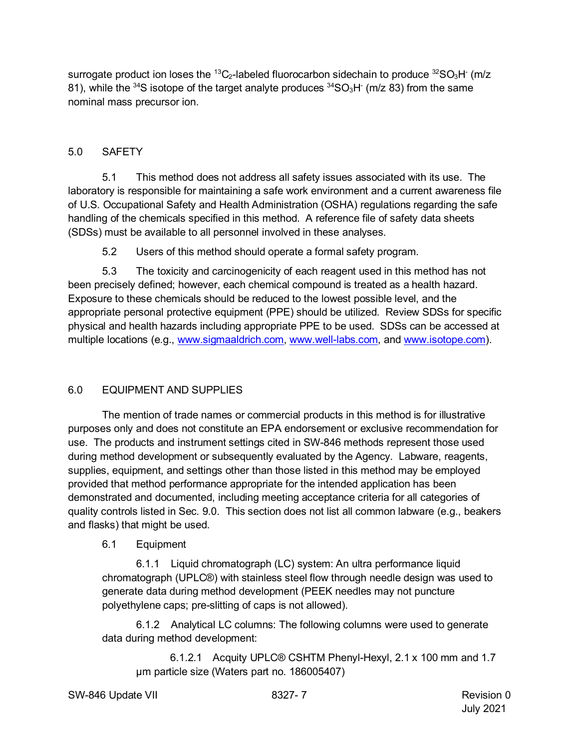surrogate product ion loses the $^{13}C_2$-labeled fluorocarbon sidechain to produce $^{32}SO_3H^-$ (m/z 81), while the $^{34}S$ isotope of the target analyte produces $^{34}SO_3H^-$ (m/z 83) from the same nominal mass precursor ion.

## 5.0 SAFETY

5.1 This method does not address all safety issues associated with its use. The laboratory is responsible for maintaining a safe work environment and a current awareness file of U.S. Occupational Safety and Health Administration (OSHA) regulations regarding the safe handling of the chemicals specified in this method. A reference file of safety data sheets (SDSs) must be available to all personnel involved in these analyses.

5.2 Users of this method should operate a formal safety program.

5.3 The toxicity and carcinogenicity of each reagent used in this method has not been precisely defined; however, each chemical compound is treated as a health hazard. Exposure to these chemicals should be reduced to the lowest possible level, and the appropriate personal protective equipment (PPE) should be utilized. Review SDSs for specific physical and health hazards including appropriate PPE to be used. SDSs can be accessed at multiple locations (e.g., www.sigmaaldrich.com, www.well-labs.com, and www.isotope.com).

## 6.0 EQUIPMENT AND SUPPLIES

The mention of trade names or commercial products in this method is for illustrative purposes only and does not constitute an EPA endorsement or exclusive recommendation for use. The products and instrument settings cited in SW-846 methods represent those used during method development or subsequently evaluated by the Agency. Labware, reagents, supplies, equipment, and settings other than those listed in this method may be employed provided that method performance appropriate for the intended application has been demonstrated and documented, including meeting acceptance criteria for all categories of quality controls listed in Sec. 9.0. This section does not list all common labware (e.g., beakers and flasks) that might be used.

6.1 Equipment

6.1.1 Liquid chromatograph (LC) system: An ultra performance liquid chromatograph (UPLC®) with stainless steel flow through needle design was used to generate data during method development (PEEK needles may not puncture polyethylene caps; pre-slitting of caps is not allowed).

6.1.2 Analytical LC columns: The following columns were used to generate data during method development:

6.1.2.1 Acquity UPLC® CSHTM Phenyl-Hexyl, 2.1 x 100 mm and 1.7 µm particle size (Waters part no. 186005407)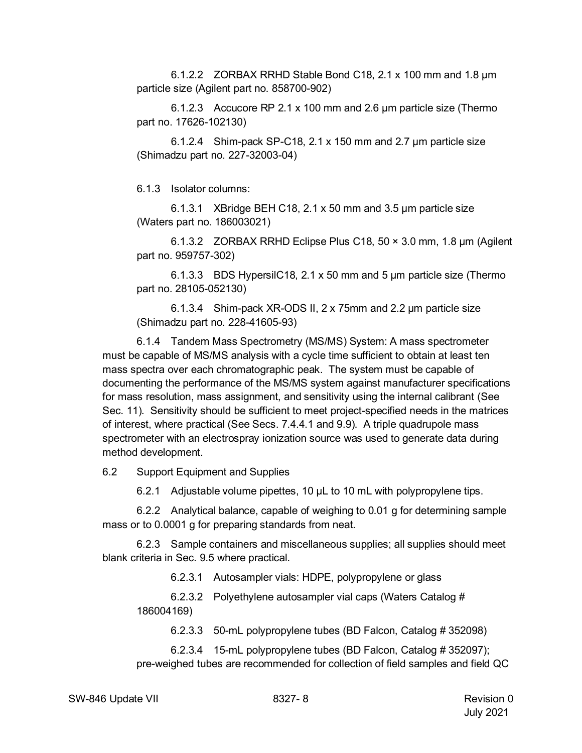6.1.2.2 ZORBAX RRHD Stable Bond C18, 2.1 x 100 mm and 1.8 µm particle size (Agilent part no. 858700-902)

6.1.2.3 Accucore RP 2.1 x 100 mm and 2.6 µm particle size (Thermo part no. 17626-102130)

6.1.2.4 Shim-pack SP-C18, 2.1 x 150 mm and 2.7 µm particle size (Shimadzu part no. 227-32003-04)

6.1.3 Isolator columns:

6.1.3.1 XBridge BEH C18, 2.1 x 50 mm and 3.5 µm particle size (Waters part no. 186003021)

6.1.3.2 ZORBAX RRHD Eclipse Plus C18, 50 × 3.0 mm, 1.8 µm (Agilent part no. 959757-302)

6.1.3.3 BDS HypersilC18, 2.1 x 50 mm and 5 µm particle size (Thermo part no. 28105-052130)

6.1.3.4 Shim-pack XR-ODS II, 2 x 75mm and 2.2 µm particle size (Shimadzu part no. 228-41605-93)

6.1.4 Tandem Mass Spectrometry (MS/MS) System: A mass spectrometer must be capable of MS/MS analysis with a cycle time sufficient to obtain at least ten mass spectra over each chromatographic peak. The system must be capable of documenting the performance of the MS/MS system against manufacturer specifications for mass resolution, mass assignment, and sensitivity using the internal calibrant (See Sec. 11). Sensitivity should be sufficient to meet project-specified needs in the matrices of interest, where practical (See Secs. 7.4.4.1 and 9.9). A triple quadrupole mass spectrometer with an electrospray ionization source was used to generate data during method development.

6.2 Support Equipment and Supplies

6.2.1 Adjustable volume pipettes, 10 µL to 10 mL with polypropylene tips.

6.2.2 Analytical balance, capable of weighing to 0.01 g for determining sample mass or to 0.0001 g for preparing standards from neat.

6.2.3 Sample containers and miscellaneous supplies; all supplies should meet blank criteria in Sec. 9.5 where practical.

6.2.3.1 Autosampler vials: HDPE, polypropylene or glass

6.2.3.2 Polyethylene autosampler vial caps (Waters Catalog # 186004169)

6.2.3.3 50-mL polypropylene tubes (BD Falcon, Catalog # 352098)

6.2.3.4 15-mL polypropylene tubes (BD Falcon, Catalog # 352097); pre-weighed tubes are recommended for collection of field samples and field QC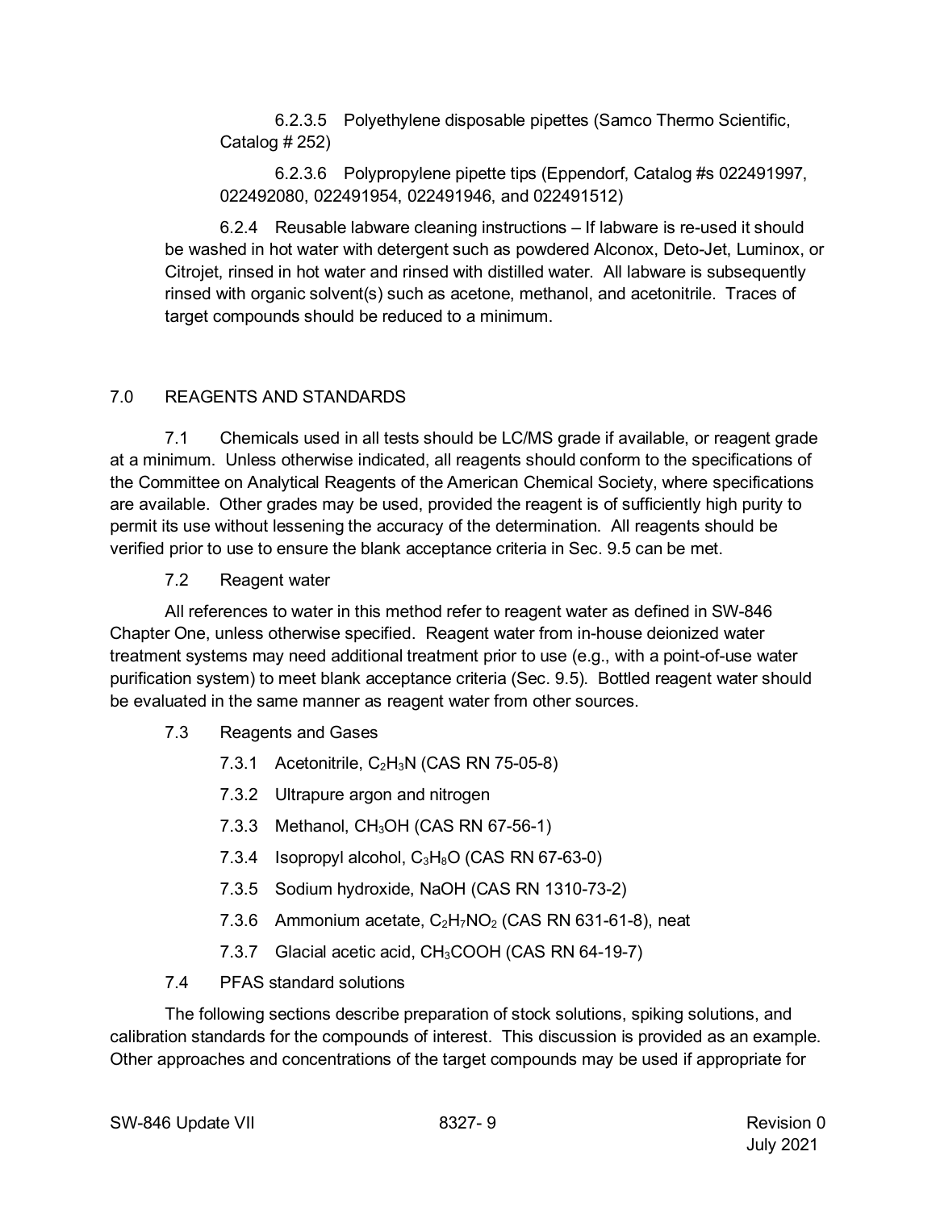6.2.3.5 Polyethylene disposable pipettes (Samco Thermo Scientific, Catalog # 252)

6.2.3.6 Polypropylene pipette tips (Eppendorf, Catalog #s 022491997, 022492080, 022491954, 022491946, and 022491512)

6.2.4 Reusable labware cleaning instructions – If labware is re-used it should be washed in hot water with detergent such as powdered Alconox, Deto-Jet, Luminox, or Citrojet, rinsed in hot water and rinsed with distilled water. All labware is subsequently rinsed with organic solvent(s) such as acetone, methanol, and acetonitrile. Traces of target compounds should be reduced to a minimum.

## 7.0 REAGENTS AND STANDARDS

7.1 Chemicals used in all tests should be LC/MS grade if available, or reagent grade at a minimum. Unless otherwise indicated, all reagents should conform to the specifications of the Committee on Analytical Reagents of the American Chemical Society, where specifications are available. Other grades may be used, provided the reagent is of sufficiently high purity to permit its use without lessening the accuracy of the determination. All reagents should be verified prior to use to ensure the blank acceptance criteria in Sec. 9.5 can be met.

7.2 Reagent water

All references to water in this method refer to reagent water as defined in SW-846 Chapter One, unless otherwise specified. Reagent water from in-house deionized water treatment systems may need additional treatment prior to use (e.g., with a point-of-use water purification system) to meet blank acceptance criteria (Sec. 9.5). Bottled reagent water should be evaluated in the same manner as reagent water from other sources.

7.3 Reagents and Gases

7.3.1 Acetonitrile, $C_2H_3N$ (CAS RN 75-05-8)

7.3.2 Ultrapure argon and nitrogen

7.3.3 Methanol, $CH_3OH$ (CAS RN 67-56-1)

7.3.4 Isopropyl alcohol, $C_3H_8O$ (CAS RN 67-63-0)

7.3.5 Sodium hydroxide, NaOH (CAS RN 1310-73-2)

7.3.6 Ammonium acetate, $C_2H_7NO_2$ (CAS RN 631-61-8), neat

7.3.7 Glacial acetic acid, $CH_3COOH$ (CAS RN 64-19-7)

7.4 PFAS standard solutions

The following sections describe preparation of stock solutions, spiking solutions, and calibration standards for the compounds of interest. This discussion is provided as an example. Other approaches and concentrations of the target compounds may be used if appropriate for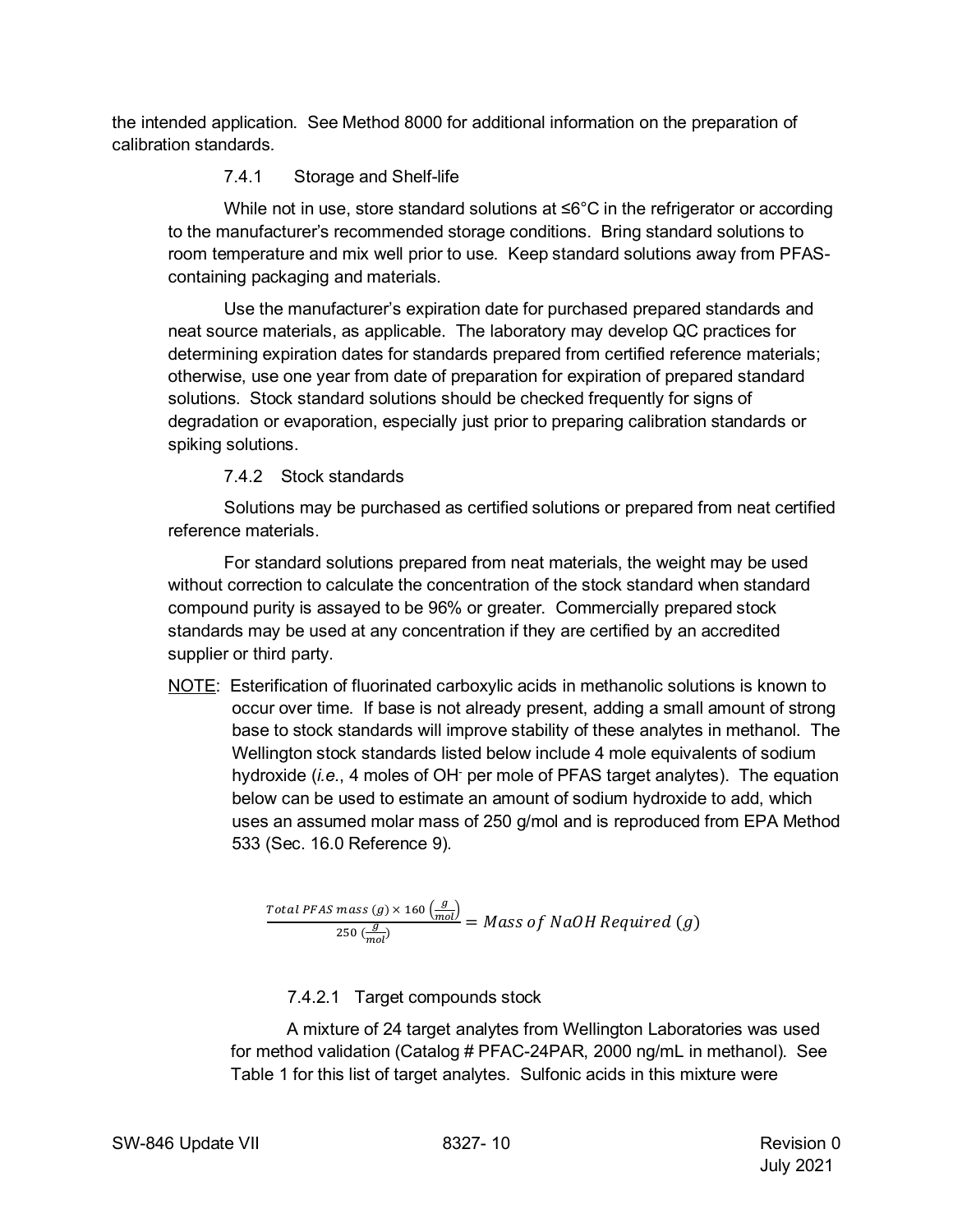the intended application. See Method 8000 for additional information on the preparation of calibration standards.

#### 7.4.1 Storage and Shelf-life

While not in use, store standard solutions at ≤6°C in the refrigerator or according to the manufacturer's recommended storage conditions. Bring standard solutions to room temperature and mix well prior to use. Keep standard solutions away from PFAS-containing packaging and materials.

Use the manufacturer's expiration date for purchased prepared standards and neat source materials, as applicable. The laboratory may develop QC practices for determining expiration dates for standards prepared from certified reference materials; otherwise, use one year from date of preparation for expiration of prepared standard solutions. Stock standard solutions should be checked frequently for signs of degradation or evaporation, especially just prior to preparing calibration standards or spiking solutions.

#### 7.4.2 Stock standards

Solutions may be purchased as certified solutions or prepared from neat certified reference materials.

For standard solutions prepared from neat materials, the weight may be used without correction to calculate the concentration of the stock standard when standard compound purity is assayed to be 96% or greater. Commercially prepared stock standards may be used at any concentration if they are certified by an accredited supplier or third party.

NOTE: Esterification of fluorinated carboxylic acids in methanolic solutions is known to occur over time. If base is not already present, adding a small amount of strong base to stock standards will improve stability of these analytes in methanol. The Wellington stock standards listed below include 4 mole equivalents of sodium hydroxide (*i.e.*, 4 moles of $OH^-$ per mole of PFAS target analytes). The equation below can be used to estimate an amount of sodium hydroxide to add, which uses an assumed molar mass of 250 g/mol and is reproduced from EPA Method 533 (Sec. 16.0 Reference 9).

$$\frac{Total\ PFAS\ mass\ (g) \times 160\ \left(\frac{g}{mol}\right)}{250\ \left(\frac{g}{mol}\right)} = Mass\ of\ NaOH\ Required\ (g)$$

##### 7.4.2.1 Target compounds stock

A mixture of 24 target analytes from Wellington Laboratories was used for method validation (Catalog # PFAC-24PAR, 2000 ng/mL in methanol). See Table 1 for this list of target analytes. Sulfonic acids in this mixture were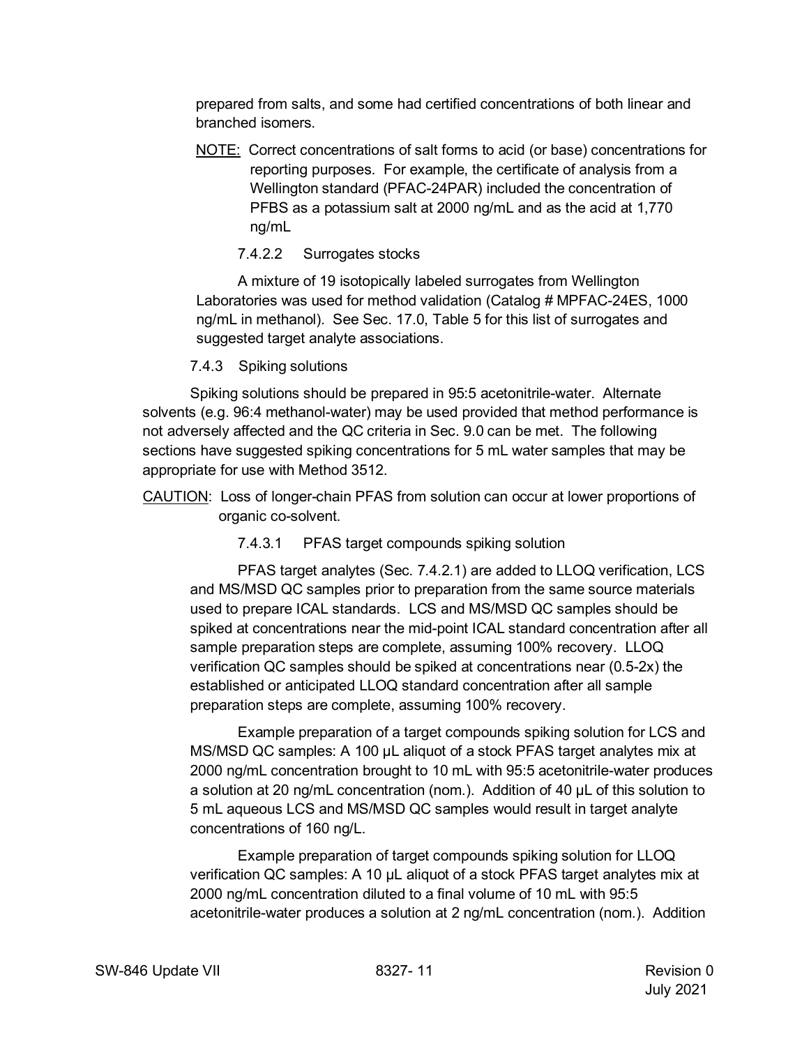prepared from salts, and some had certified concentrations of both linear and branched isomers.

NOTE: Correct concentrations of salt forms to acid (or base) concentrations for reporting purposes. For example, the certificate of analysis from a Wellington standard (PFAC-24PAR) included the concentration of PFBS as a potassium salt at 2000 ng/mL and as the acid at 1,770 ng/mL

#### 7.4.2.2 Surrogates stocks

A mixture of 19 isotopically labeled surrogates from Wellington Laboratories was used for method validation (Catalog # MPFAC-24ES, 1000 ng/mL in methanol). See Sec. 17.0, Table 5 for this list of surrogates and suggested target analyte associations.

### 7.4.3 Spiking solutions

Spiking solutions should be prepared in 95:5 acetonitrile-water. Alternate solvents (e.g. 96:4 methanol-water) may be used provided that method performance is not adversely affected and the QC criteria in Sec. 9.0 can be met. The following sections have suggested spiking concentrations for 5 mL water samples that may be appropriate for use with Method 3512.

CAUTION: Loss of longer-chain PFAS from solution can occur at lower proportions of organic co-solvent.

#### 7.4.3.1 PFAS target compounds spiking solution

PFAS target analytes (Sec. 7.4.2.1) are added to LLOQ verification, LCS and MS/MSD QC samples prior to preparation from the same source materials used to prepare ICAL standards. LCS and MS/MSD QC samples should be spiked at concentrations near the mid-point ICAL standard concentration after all sample preparation steps are complete, assuming 100% recovery. LLOQ verification QC samples should be spiked at concentrations near (0.5-2x) the established or anticipated LLOQ standard concentration after all sample preparation steps are complete, assuming 100% recovery.

Example preparation of a target compounds spiking solution for LCS and MS/MSD QC samples: A 100 µL aliquot of a stock PFAS target analytes mix at 2000 ng/mL concentration brought to 10 mL with 95:5 acetonitrile-water produces a solution at 20 ng/mL concentration (nom.). Addition of 40 µL of this solution to 5 mL aqueous LCS and MS/MSD QC samples would result in target analyte concentrations of 160 ng/L.

Example preparation of target compounds spiking solution for LLOQ verification QC samples: A 10 µL aliquot of a stock PFAS target analytes mix at 2000 ng/mL concentration diluted to a final volume of 10 mL with 95:5 acetonitrile-water produces a solution at 2 ng/mL concentration (nom.). Addition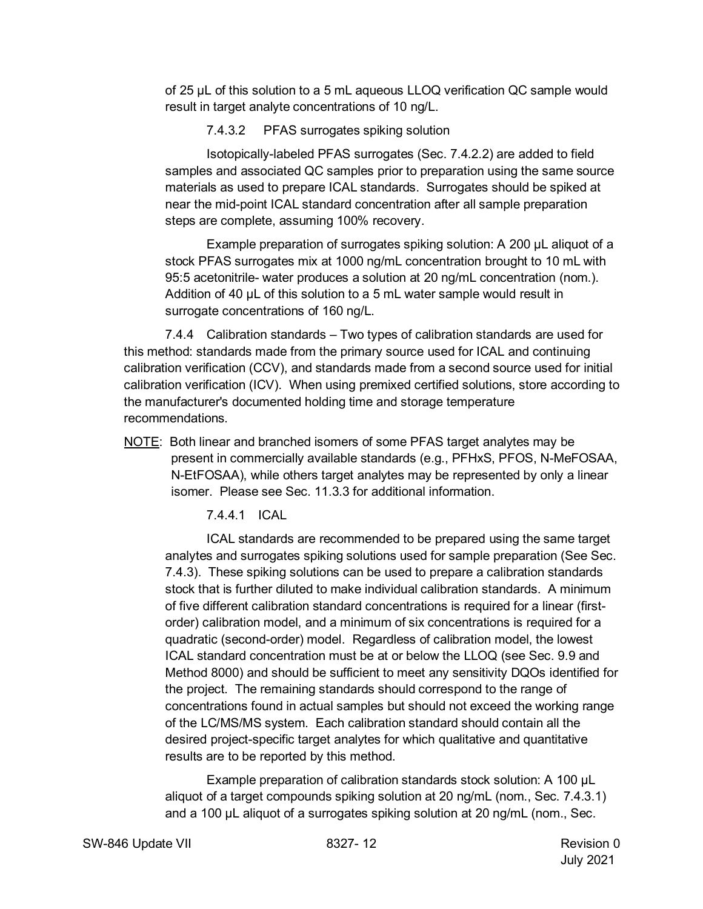of 25 µL of this solution to a 5 mL aqueous LLOQ verification QC sample would result in target analyte concentrations of 10 ng/L.

7.4.3.2 PFAS surrogates spiking solution

Isotopically-labeled PFAS surrogates (Sec. 7.4.2.2) are added to field samples and associated QC samples prior to preparation using the same source materials as used to prepare ICAL standards. Surrogates should be spiked at near the mid-point ICAL standard concentration after all sample preparation steps are complete, assuming 100% recovery.

Example preparation of surrogates spiking solution: A 200 µL aliquot of a stock PFAS surrogates mix at 1000 ng/mL concentration brought to 10 mL with 95:5 acetonitrile- water produces a solution at 20 ng/mL concentration (nom.). Addition of 40 µL of this solution to a 5 mL water sample would result in surrogate concentrations of 160 ng/L.

7.4.4 Calibration standards – Two types of calibration standards are used for this method: standards made from the primary source used for ICAL and continuing calibration verification (CCV), and standards made from a second source used for initial calibration verification (ICV). When using premixed certified solutions, store according to the manufacturer's documented holding time and storage temperature recommendations.

NOTE: Both linear and branched isomers of some PFAS target analytes may be present in commercially available standards (e.g., PFHxS, PFOS, N-MeFOSAA, N-EtFOSAA), while others target analytes may be represented by only a linear isomer. Please see Sec. 11.3.3 for additional information.

7.4.4.1 ICAL

ICAL standards are recommended to be prepared using the same target analytes and surrogates spiking solutions used for sample preparation (See Sec. 7.4.3). These spiking solutions can be used to prepare a calibration standards stock that is further diluted to make individual calibration standards. A minimum of five different calibration standard concentrations is required for a linear (first-order) calibration model, and a minimum of six concentrations is required for a quadratic (second-order) model. Regardless of calibration model, the lowest ICAL standard concentration must be at or below the LLOQ (see Sec. 9.9 and Method 8000) and should be sufficient to meet any sensitivity DQOs identified for the project. The remaining standards should correspond to the range of concentrations found in actual samples but should not exceed the working range of the LC/MS/MS system. Each calibration standard should contain all the desired project-specific target analytes for which qualitative and quantitative results are to be reported by this method.

Example preparation of calibration standards stock solution: A 100 µL aliquot of a target compounds spiking solution at 20 ng/mL (nom., Sec. 7.4.3.1) and a 100 µL aliquot of a surrogates spiking solution at 20 ng/mL (nom., Sec.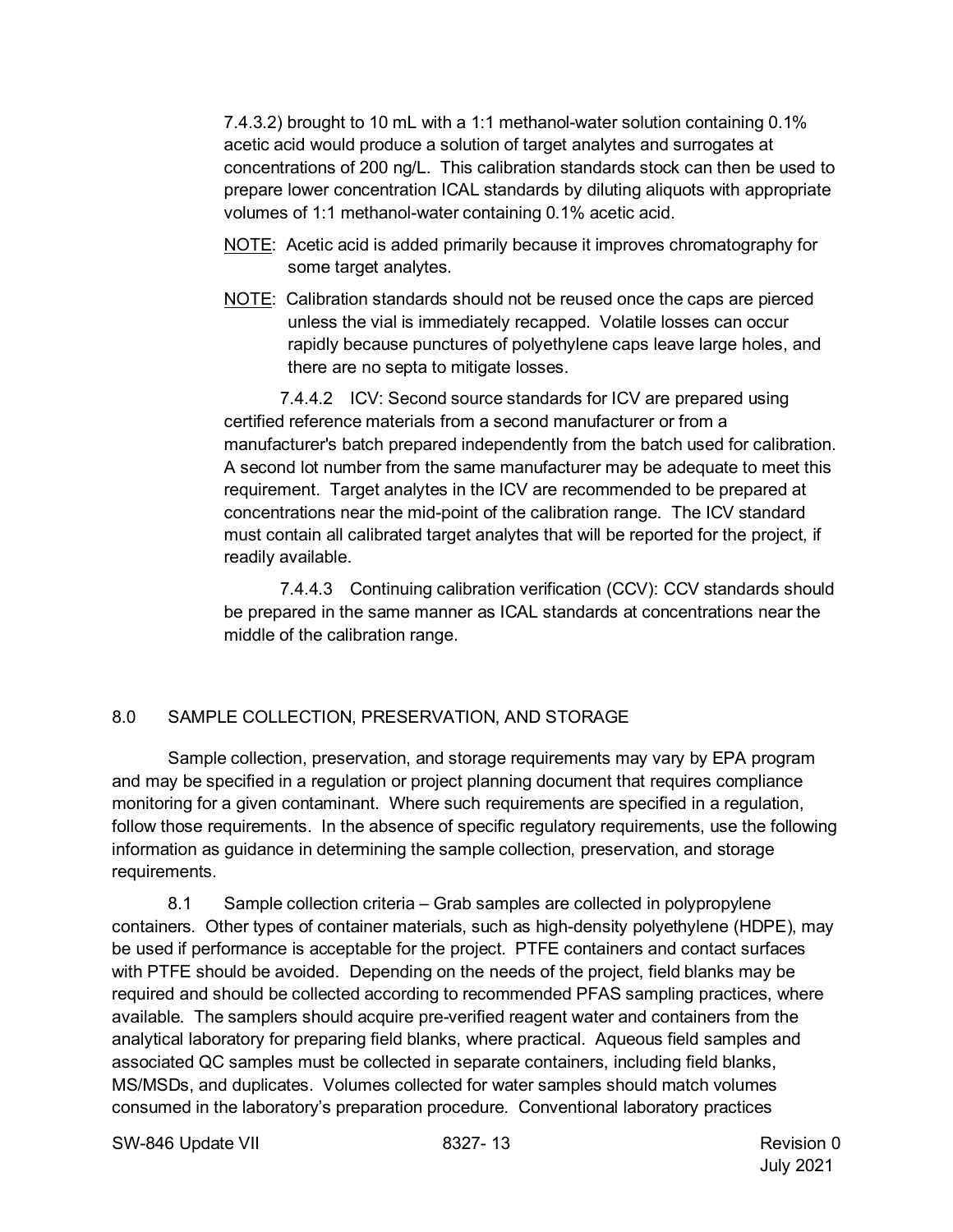7.4.3.2) brought to 10 mL with a 1:1 methanol-water solution containing 0.1% acetic acid would produce a solution of target analytes and surrogates at concentrations of 200 ng/L. This calibration standards stock can then be used to prepare lower concentration ICAL standards by diluting aliquots with appropriate volumes of 1:1 methanol-water containing 0.1% acetic acid.

NOTE: Acetic acid is added primarily because it improves chromatography for some target analytes.

NOTE: Calibration standards should not be reused once the caps are pierced unless the vial is immediately recapped. Volatile losses can occur rapidly because punctures of polyethylene caps leave large holes, and there are no septa to mitigate losses.

7.4.4.2 ICV: Second source standards for ICV are prepared using certified reference materials from a second manufacturer or from a manufacturer's batch prepared independently from the batch used for calibration. A second lot number from the same manufacturer may be adequate to meet this requirement. Target analytes in the ICV are recommended to be prepared at concentrations near the mid-point of the calibration range. The ICV standard must contain all calibrated target analytes that will be reported for the project, if readily available.

7.4.4.3 Continuing calibration verification (CCV): CCV standards should be prepared in the same manner as ICAL standards at concentrations near the middle of the calibration range.

## 8.0 SAMPLE COLLECTION, PRESERVATION, AND STORAGE

Sample collection, preservation, and storage requirements may vary by EPA program and may be specified in a regulation or project planning document that requires compliance monitoring for a given contaminant. Where such requirements are specified in a regulation, follow those requirements. In the absence of specific regulatory requirements, use the following information as guidance in determining the sample collection, preservation, and storage requirements.

8.1 Sample collection criteria – Grab samples are collected in polypropylene containers. Other types of container materials, such as high-density polyethylene (HDPE), may be used if performance is acceptable for the project. PTFE containers and contact surfaces with PTFE should be avoided. Depending on the needs of the project, field blanks may be required and should be collected according to recommended PFAS sampling practices, where available. The samplers should acquire pre-verified reagent water and containers from the analytical laboratory for preparing field blanks, where practical. Aqueous field samples and associated QC samples must be collected in separate containers, including field blanks, MS/MSDs, and duplicates. Volumes collected for water samples should match volumes consumed in the laboratory's preparation procedure. Conventional laboratory practices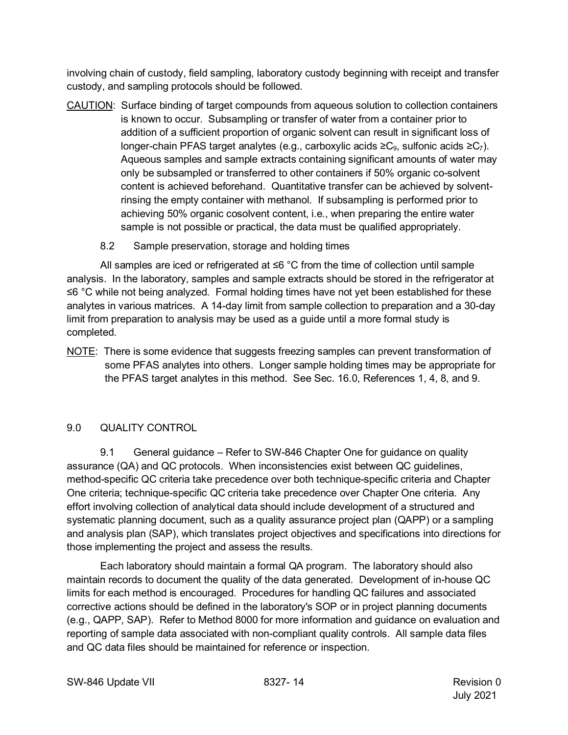involving chain of custody, field sampling, laboratory custody beginning with receipt and transfer custody, and sampling protocols should be followed.

CAUTION: Surface binding of target compounds from aqueous solution to collection containers is known to occur. Subsampling or transfer of water from a container prior to addition of a sufficient proportion of organic solvent can result in significant loss of longer-chain PFAS target analytes (e.g., carboxylic acids ≥$C_9$, sulfonic acids ≥$C_7$). Aqueous samples and sample extracts containing significant amounts of water may only be subsampled or transferred to other containers if 50% organic co-solvent content is achieved beforehand. Quantitative transfer can be achieved by solvent-rinsing the empty container with methanol. If subsampling is performed prior to achieving 50% organic cosolvent content, i.e., when preparing the entire water sample is not possible or practical, the data must be qualified appropriately.

### 8.2 Sample preservation, storage and holding times

All samples are iced or refrigerated at ≤6 °C from the time of collection until sample analysis. In the laboratory, samples and sample extracts should be stored in the refrigerator at ≤6 °C while not being analyzed. Formal holding times have not yet been established for these analytes in various matrices. A 14-day limit from sample collection to preparation and a 30-day limit from preparation to analysis may be used as a guide until a more formal study is completed.

NOTE: There is some evidence that suggests freezing samples can prevent transformation of some PFAS analytes into others. Longer sample holding times may be appropriate for the PFAS target analytes in this method. See Sec. 16.0, References 1, 4, 8, and 9.

## 9.0 QUALITY CONTROL

### 9.1 General guidance

9.1 General guidance – Refer to SW-846 Chapter One for guidance on quality assurance (QA) and QC protocols. When inconsistencies exist between QC guidelines, method-specific QC criteria take precedence over both technique-specific criteria and Chapter One criteria; technique-specific QC criteria take precedence over Chapter One criteria. Any effort involving collection of analytical data should include development of a structured and systematic planning document, such as a quality assurance project plan (QAPP) or a sampling and analysis plan (SAP), which translates project objectives and specifications into directions for those implementing the project and assess the results.

Each laboratory should maintain a formal QA program. The laboratory should also maintain records to document the quality of the data generated. Development of in-house QC limits for each method is encouraged. Procedures for handling QC failures and associated corrective actions should be defined in the laboratory's SOP or in project planning documents (e.g., QAPP, SAP). Refer to Method 8000 for more information and guidance on evaluation and reporting of sample data associated with non-compliant quality controls. All sample data files and QC data files should be maintained for reference or inspection.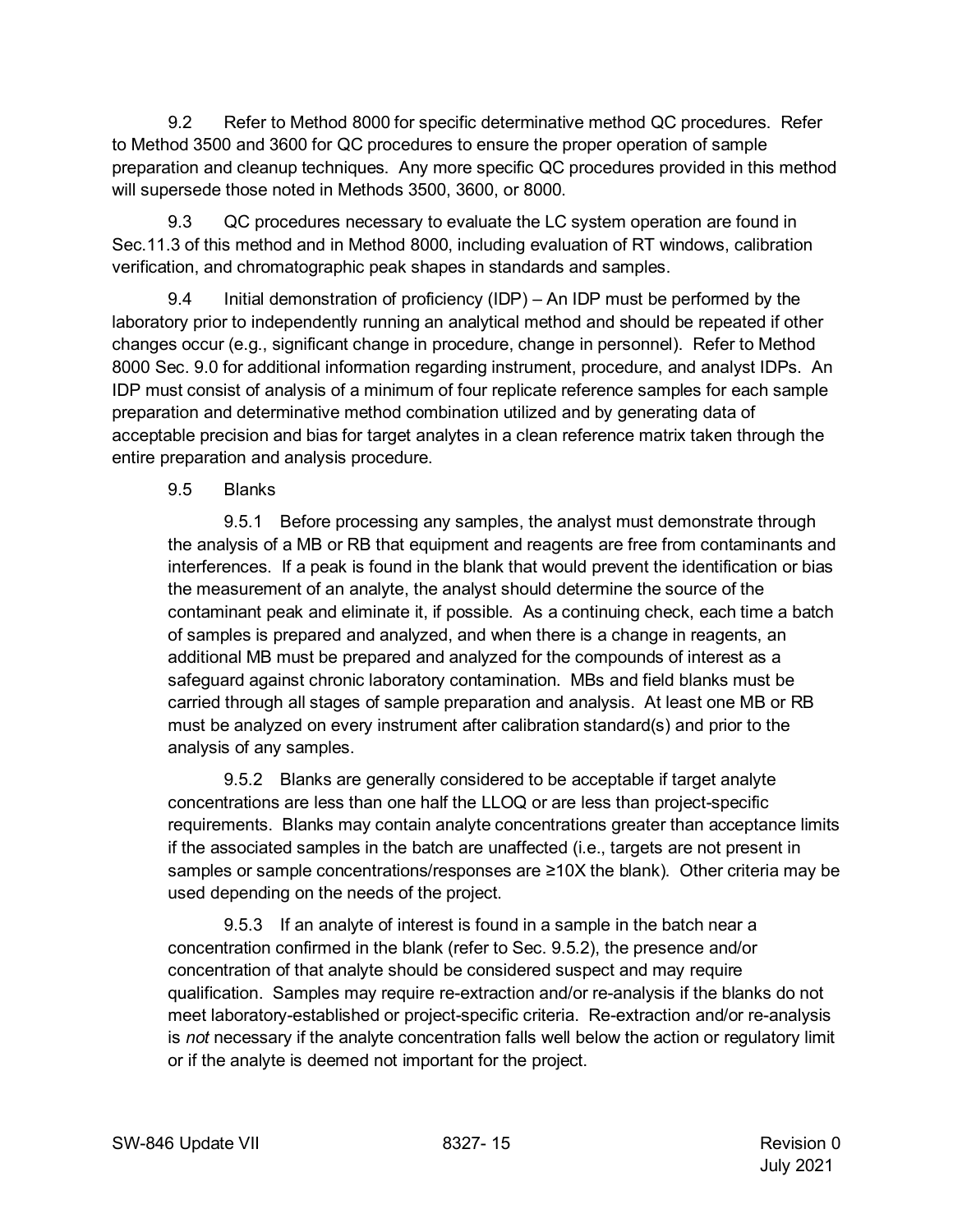9.2 Refer to Method 8000 for specific determinative method QC procedures. Refer to Method 3500 and 3600 for QC procedures to ensure the proper operation of sample preparation and cleanup techniques. Any more specific QC procedures provided in this method will supersede those noted in Methods 3500, 3600, or 8000.

9.3 QC procedures necessary to evaluate the LC system operation are found in Sec.11.3 of this method and in Method 8000, including evaluation of RT windows, calibration verification, and chromatographic peak shapes in standards and samples.

9.4 Initial demonstration of proficiency (IDP) – An IDP must be performed by the laboratory prior to independently running an analytical method and should be repeated if other changes occur (e.g., significant change in procedure, change in personnel). Refer to Method 8000 Sec. 9.0 for additional information regarding instrument, procedure, and analyst IDPs. An IDP must consist of analysis of a minimum of four replicate reference samples for each sample preparation and determinative method combination utilized and by generating data of acceptable precision and bias for target analytes in a clean reference matrix taken through the entire preparation and analysis procedure.

9.5 Blanks

9.5.1 Before processing any samples, the analyst must demonstrate through the analysis of a MB or RB that equipment and reagents are free from contaminants and interferences. If a peak is found in the blank that would prevent the identification or bias the measurement of an analyte, the analyst should determine the source of the contaminant peak and eliminate it, if possible. As a continuing check, each time a batch of samples is prepared and analyzed, and when there is a change in reagents, an additional MB must be prepared and analyzed for the compounds of interest as a safeguard against chronic laboratory contamination. MBs and field blanks must be carried through all stages of sample preparation and analysis. At least one MB or RB must be analyzed on every instrument after calibration standard(s) and prior to the analysis of any samples.

9.5.2 Blanks are generally considered to be acceptable if target analyte concentrations are less than one half the LLOQ or are less than project-specific requirements. Blanks may contain analyte concentrations greater than acceptance limits if the associated samples in the batch are unaffected (i.e., targets are not present in samples or sample concentrations/responses are ≥10X the blank). Other criteria may be used depending on the needs of the project.

9.5.3 If an analyte of interest is found in a sample in the batch near a concentration confirmed in the blank (refer to Sec. 9.5.2), the presence and/or concentration of that analyte should be considered suspect and may require qualification. Samples may require re-extraction and/or re-analysis if the blanks do not meet laboratory-established or project-specific criteria. Re-extraction and/or re-analysis is *not* necessary if the analyte concentration falls well below the action or regulatory limit or if the analyte is deemed not important for the project.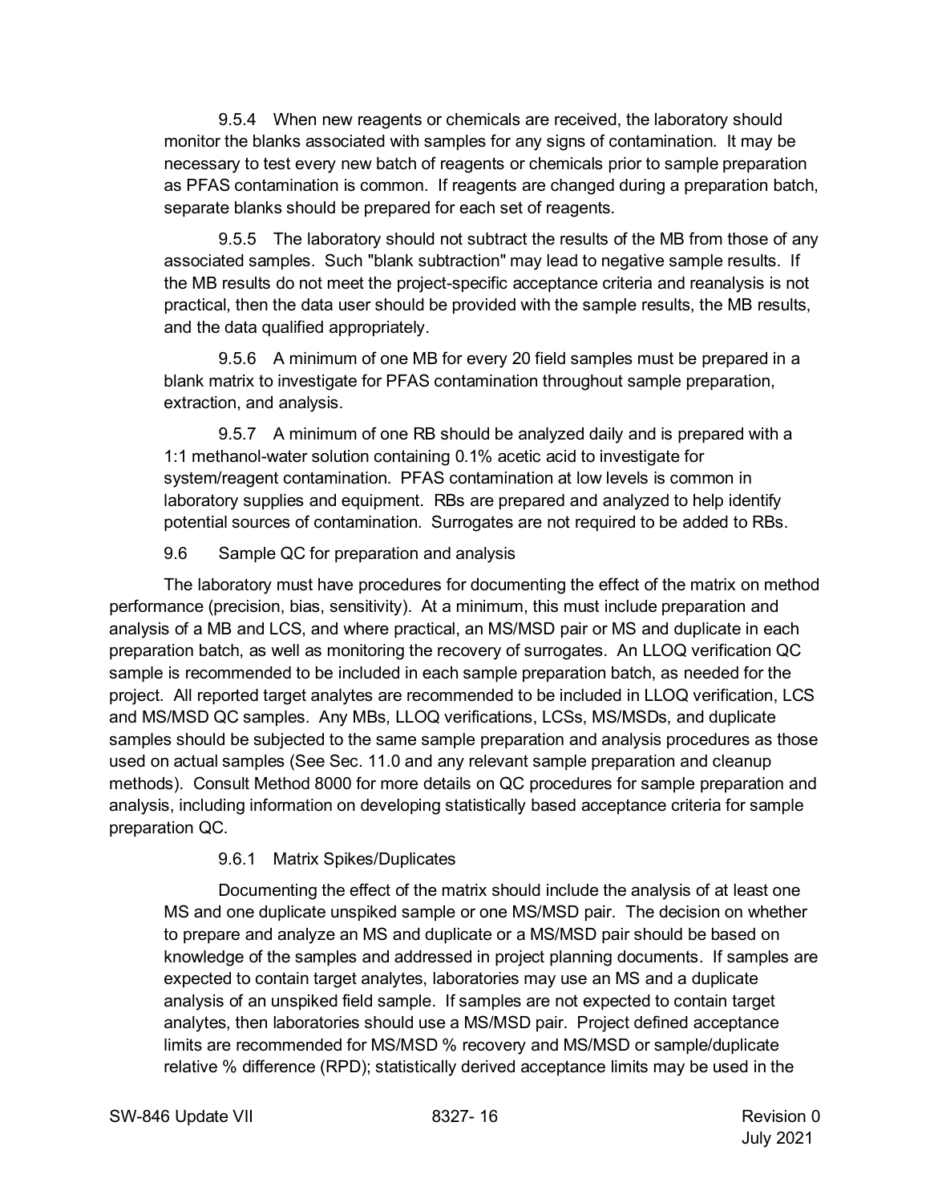9.5.4 When new reagents or chemicals are received, the laboratory should monitor the blanks associated with samples for any signs of contamination. It may be necessary to test every new batch of reagents or chemicals prior to sample preparation as PFAS contamination is common. If reagents are changed during a preparation batch, separate blanks should be prepared for each set of reagents.

9.5.5 The laboratory should not subtract the results of the MB from those of any associated samples. Such "blank subtraction" may lead to negative sample results. If the MB results do not meet the project-specific acceptance criteria and reanalysis is not practical, then the data user should be provided with the sample results, the MB results, and the data qualified appropriately.

9.5.6 A minimum of one MB for every 20 field samples must be prepared in a blank matrix to investigate for PFAS contamination throughout sample preparation, extraction, and analysis.

9.5.7 A minimum of one RB should be analyzed daily and is prepared with a 1:1 methanol-water solution containing 0.1% acetic acid to investigate for system/reagent contamination. PFAS contamination at low levels is common in laboratory supplies and equipment. RBs are prepared and analyzed to help identify potential sources of contamination. Surrogates are not required to be added to RBs.

## 9.6 Sample QC for preparation and analysis

The laboratory must have procedures for documenting the effect of the matrix on method performance (precision, bias, sensitivity). At a minimum, this must include preparation and analysis of a MB and LCS, and where practical, an MS/MSD pair or MS and duplicate in each preparation batch, as well as monitoring the recovery of surrogates. An LLOQ verification QC sample is recommended to be included in each sample preparation batch, as needed for the project. All reported target analytes are recommended to be included in LLOQ verification, LCS and MS/MSD QC samples. Any MBs, LLOQ verifications, LCSs, MS/MSDs, and duplicate samples should be subjected to the same sample preparation and analysis procedures as those used on actual samples (See Sec. 11.0 and any relevant sample preparation and cleanup methods). Consult Method 8000 for more details on QC procedures for sample preparation and analysis, including information on developing statistically based acceptance criteria for sample preparation QC.

### 9.6.1 Matrix Spikes/Duplicates

Documenting the effect of the matrix should include the analysis of at least one MS and one duplicate unspiked sample or one MS/MSD pair. The decision on whether to prepare and analyze an MS and duplicate or a MS/MSD pair should be based on knowledge of the samples and addressed in project planning documents. If samples are expected to contain target analytes, laboratories may use an MS and a duplicate analysis of an unspiked field sample. If samples are not expected to contain target analytes, then laboratories should use a MS/MSD pair. Project defined acceptance limits are recommended for MS/MSD % recovery and MS/MSD or sample/duplicate relative % difference (RPD); statistically derived acceptance limits may be used in the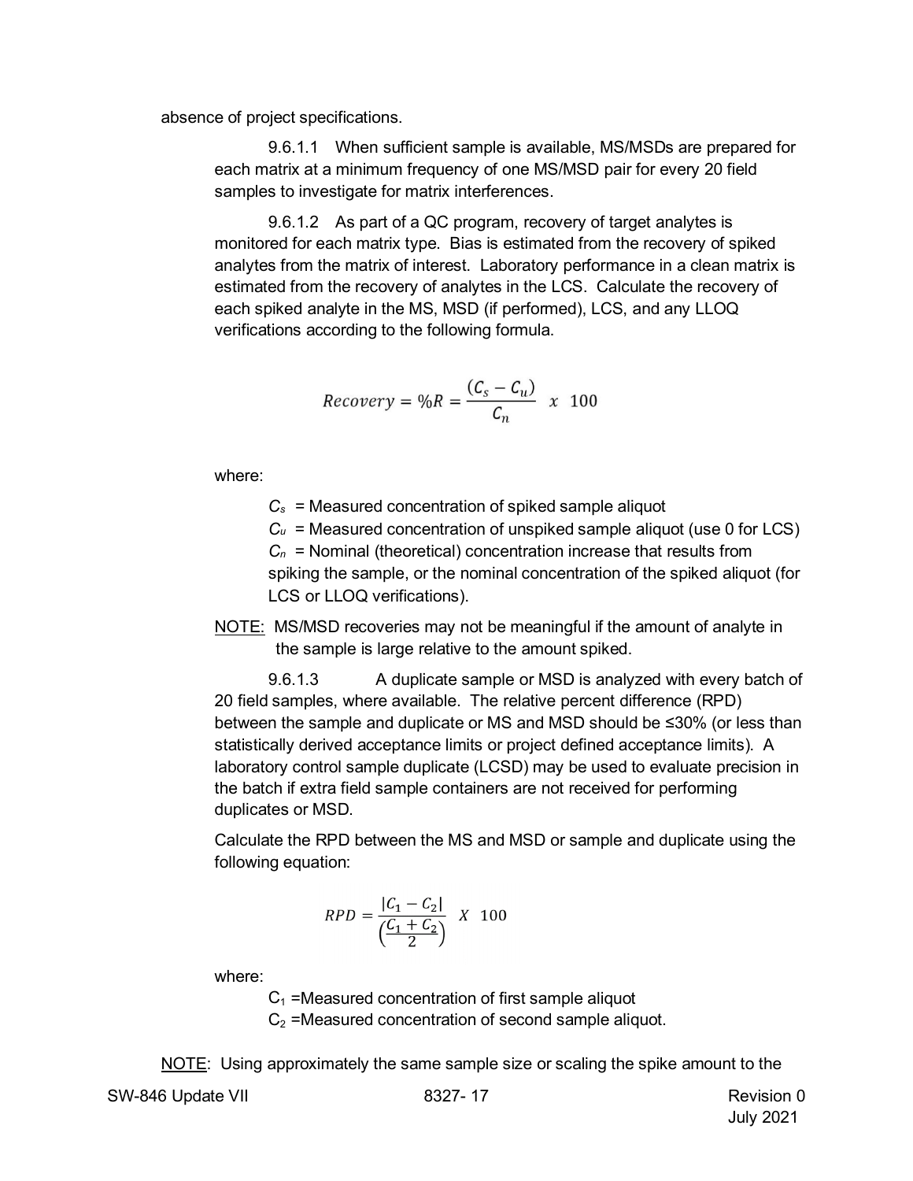absence of project specifications.

9.6.1.1 When sufficient sample is available, MS/MSDs are prepared for each matrix at a minimum frequency of one MS/MSD pair for every 20 field samples to investigate for matrix interferences.

9.6.1.2 As part of a QC program, recovery of target analytes is monitored for each matrix type. Bias is estimated from the recovery of spiked analytes from the matrix of interest. Laboratory performance in a clean matrix is estimated from the recovery of analytes in the LCS. Calculate the recovery of each spiked analyte in the MS, MSD (if performed), LCS, and any LLOQ verifications according to the following formula.

$$Recovery = \%R = \frac{(C_s - C_u)}{C_n} \ x \ 100$$

where:

$C_s$ = Measured concentration of spiked sample aliquot

$C_u$ = Measured concentration of unspiked sample aliquot (use 0 for LCS)

$C_n$ = Nominal (theoretical) concentration increase that results from spiking the sample, or the nominal concentration of the spiked aliquot (for LCS or LLOQ verifications).

NOTE: MS/MSD recoveries may not be meaningful if the amount of analyte in the sample is large relative to the amount spiked.

9.6.1.3 A duplicate sample or MSD is analyzed with every batch of 20 field samples, where available. The relative percent difference (RPD) between the sample and duplicate or MS and MSD should be ≤30% (or less than statistically derived acceptance limits or project defined acceptance limits). A laboratory control sample duplicate (LCSD) may be used to evaluate precision in the batch if extra field sample containers are not received for performing duplicates or MSD.

Calculate the RPD between the MS and MSD or sample and duplicate using the following equation:

$$RPD = \frac{|C_1 - C_2|}{\left(\frac{C_1 + C_2}{2}\right)} \ X \ 100$$

where:

$C_1$ =Measured concentration of first sample aliquot

$C_2$ =Measured concentration of second sample aliquot.

NOTE: Using approximately the same sample size or scaling the spike amount to the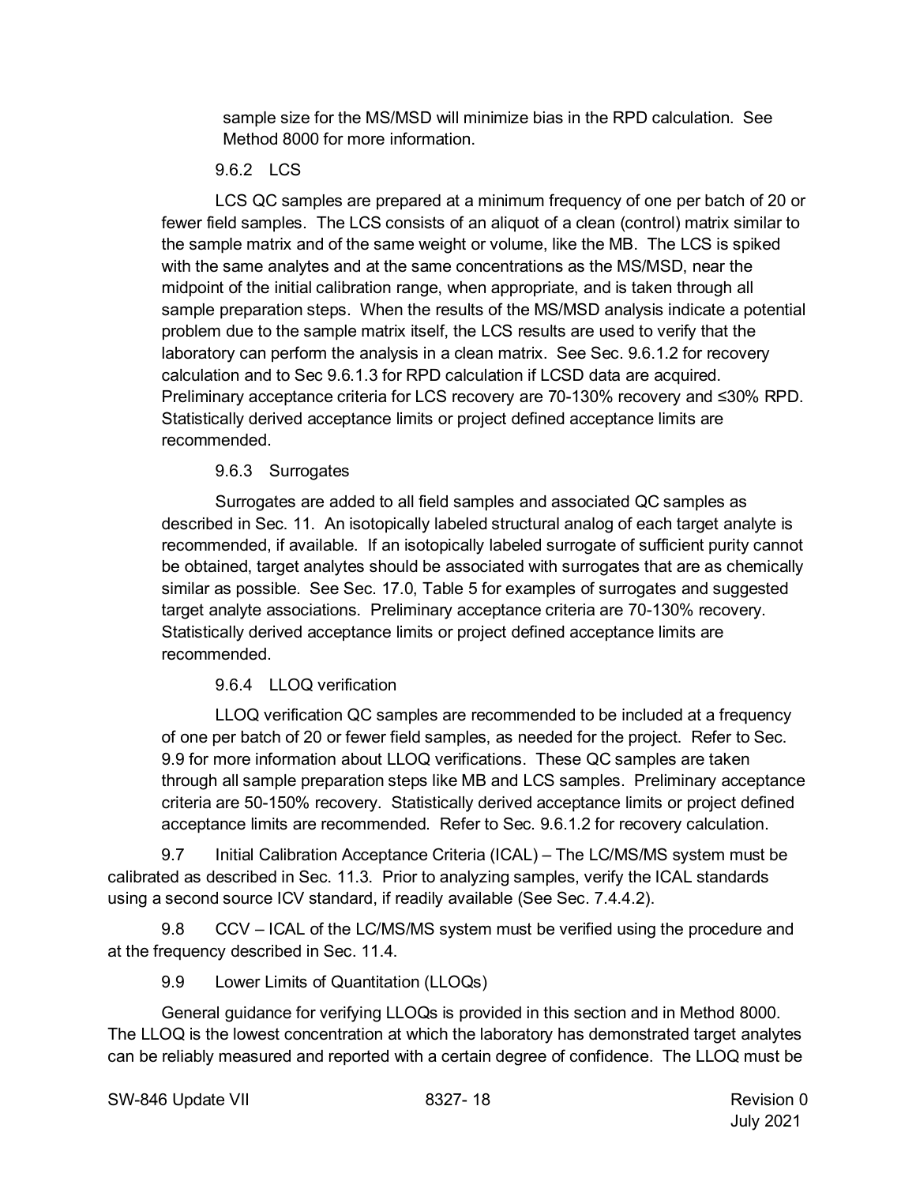sample size for the MS/MSD will minimize bias in the RPD calculation. See Method 8000 for more information.

#### 9.6.2 LCS

LCS QC samples are prepared at a minimum frequency of one per batch of 20 or fewer field samples. The LCS consists of an aliquot of a clean (control) matrix similar to the sample matrix and of the same weight or volume, like the MB. The LCS is spiked with the same analytes and at the same concentrations as the MS/MSD, near the midpoint of the initial calibration range, when appropriate, and is taken through all sample preparation steps. When the results of the MS/MSD analysis indicate a potential problem due to the sample matrix itself, the LCS results are used to verify that the laboratory can perform the analysis in a clean matrix. See Sec. 9.6.1.2 for recovery calculation and to Sec 9.6.1.3 for RPD calculation if LCSD data are acquired. Preliminary acceptance criteria for LCS recovery are 70-130% recovery and ≤30% RPD. Statistically derived acceptance limits or project defined acceptance limits are recommended.

#### 9.6.3 Surrogates

Surrogates are added to all field samples and associated QC samples as described in Sec. 11. An isotopically labeled structural analog of each target analyte is recommended, if available. If an isotopically labeled surrogate of sufficient purity cannot be obtained, target analytes should be associated with surrogates that are as chemically similar as possible. See Sec. 17.0, Table 5 for examples of surrogates and suggested target analyte associations. Preliminary acceptance criteria are 70-130% recovery. Statistically derived acceptance limits or project defined acceptance limits are recommended.

#### 9.6.4 LLOQ verification

LLOQ verification QC samples are recommended to be included at a frequency of one per batch of 20 or fewer field samples, as needed for the project. Refer to Sec. 9.9 for more information about LLOQ verifications. These QC samples are taken through all sample preparation steps like MB and LCS samples. Preliminary acceptance criteria are 50-150% recovery. Statistically derived acceptance limits or project defined acceptance limits are recommended. Refer to Sec. 9.6.1.2 for recovery calculation.

9.7 Initial Calibration Acceptance Criteria (ICAL) – The LC/MS/MS system must be calibrated as described in Sec. 11.3. Prior to analyzing samples, verify the ICAL standards using a second source ICV standard, if readily available (See Sec. 7.4.4.2).

9.8 CCV – ICAL of the LC/MS/MS system must be verified using the procedure and at the frequency described in Sec. 11.4.

### 9.9 Lower Limits of Quantitation (LLOQs)

General guidance for verifying LLOQs is provided in this section and in Method 8000. The LLOQ is the lowest concentration at which the laboratory has demonstrated target analytes can be reliably measured and reported with a certain degree of confidence. The LLOQ must be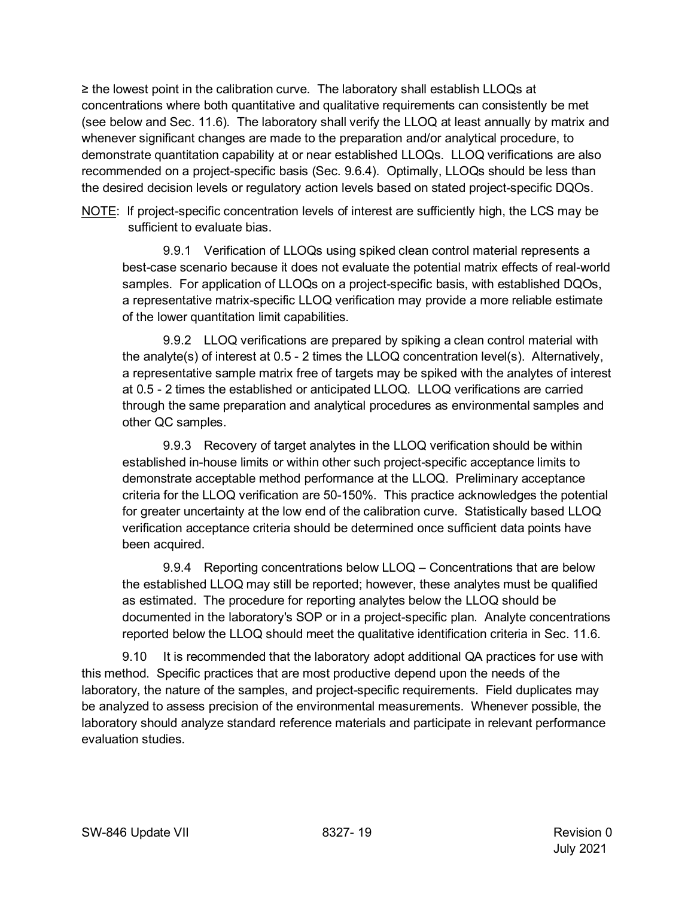≥ the lowest point in the calibration curve. The laboratory shall establish LLOQs at concentrations where both quantitative and qualitative requirements can consistently be met (see below and Sec. 11.6). The laboratory shall verify the LLOQ at least annually by matrix and whenever significant changes are made to the preparation and/or analytical procedure, to demonstrate quantitation capability at or near established LLOQs. LLOQ verifications are also recommended on a project-specific basis (Sec. 9.6.4). Optimally, LLOQs should be less than the desired decision levels or regulatory action levels based on stated project-specific DQOs.

NOTE: If project-specific concentration levels of interest are sufficiently high, the LCS may be sufficient to evaluate bias.

9.9.1 Verification of LLOQs using spiked clean control material represents a best-case scenario because it does not evaluate the potential matrix effects of real-world samples. For application of LLOQs on a project-specific basis, with established DQOs, a representative matrix-specific LLOQ verification may provide a more reliable estimate of the lower quantitation limit capabilities.

9.9.2 LLOQ verifications are prepared by spiking a clean control material with the analyte(s) of interest at 0.5 - 2 times the LLOQ concentration level(s). Alternatively, a representative sample matrix free of targets may be spiked with the analytes of interest at 0.5 - 2 times the established or anticipated LLOQ. LLOQ verifications are carried through the same preparation and analytical procedures as environmental samples and other QC samples.

9.9.3 Recovery of target analytes in the LLOQ verification should be within established in-house limits or within other such project-specific acceptance limits to demonstrate acceptable method performance at the LLOQ. Preliminary acceptance criteria for the LLOQ verification are 50-150%. This practice acknowledges the potential for greater uncertainty at the low end of the calibration curve. Statistically based LLOQ verification acceptance criteria should be determined once sufficient data points have been acquired.

9.9.4 Reporting concentrations below LLOQ – Concentrations that are below the established LLOQ may still be reported; however, these analytes must be qualified as estimated. The procedure for reporting analytes below the LLOQ should be documented in the laboratory's SOP or in a project-specific plan. Analyte concentrations reported below the LLOQ should meet the qualitative identification criteria in Sec. 11.6.

9.10 It is recommended that the laboratory adopt additional QA practices for use with this method. Specific practices that are most productive depend upon the needs of the laboratory, the nature of the samples, and project-specific requirements. Field duplicates may be analyzed to assess precision of the environmental measurements. Whenever possible, the laboratory should analyze standard reference materials and participate in relevant performance evaluation studies.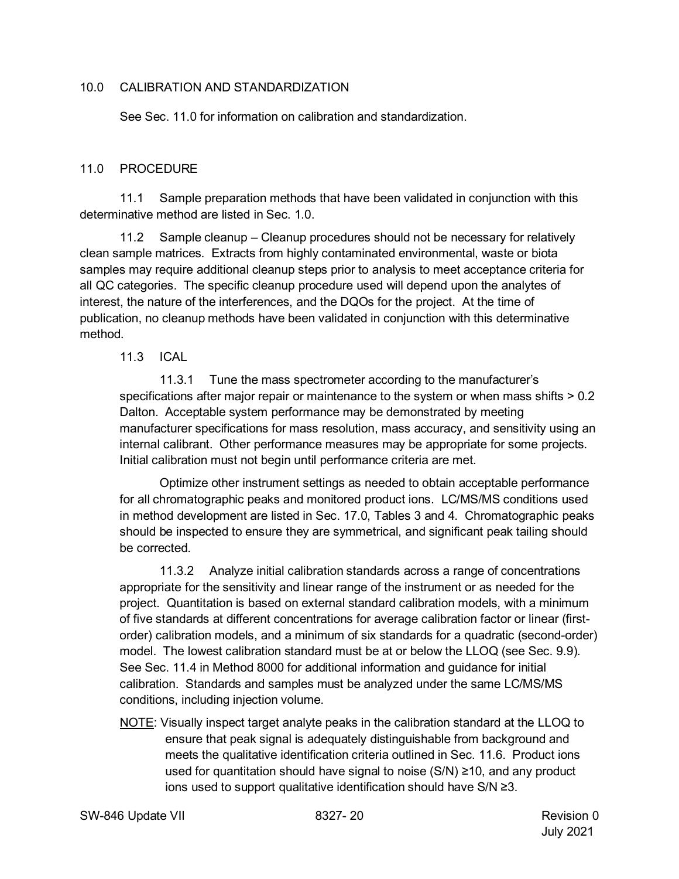## 10.0 CALIBRATION AND STANDARDIZATION

See Sec. 11.0 for information on calibration and standardization.

## 11.0 PROCEDURE

11.1 Sample preparation methods that have been validated in conjunction with this determinative method are listed in Sec. 1.0.

11.2 Sample cleanup – Cleanup procedures should not be necessary for relatively clean sample matrices. Extracts from highly contaminated environmental, waste or biota samples may require additional cleanup steps prior to analysis to meet acceptance criteria for all QC categories. The specific cleanup procedure used will depend upon the analytes of interest, the nature of the interferences, and the DQOs for the project. At the time of publication, no cleanup methods have been validated in conjunction with this determinative method.

### 11.3 ICAL

11.3.1 Tune the mass spectrometer according to the manufacturer's specifications after major repair or maintenance to the system or when mass shifts > 0.2 Dalton. Acceptable system performance may be demonstrated by meeting manufacturer specifications for mass resolution, mass accuracy, and sensitivity using an internal calibrant. Other performance measures may be appropriate for some projects. Initial calibration must not begin until performance criteria are met.

Optimize other instrument settings as needed to obtain acceptable performance for all chromatographic peaks and monitored product ions. LC/MS/MS conditions used in method development are listed in Sec. 17.0, Tables 3 and 4. Chromatographic peaks should be inspected to ensure they are symmetrical, and significant peak tailing should be corrected.

11.3.2 Analyze initial calibration standards across a range of concentrations appropriate for the sensitivity and linear range of the instrument or as needed for the project. Quantitation is based on external standard calibration models, with a minimum of five standards at different concentrations for average calibration factor or linear (first-order) calibration models, and a minimum of six standards for a quadratic (second-order) model. The lowest calibration standard must be at or below the LLOQ (see Sec. 9.9). See Sec. 11.4 in Method 8000 for additional information and guidance for initial calibration. Standards and samples must be analyzed under the same LC/MS/MS conditions, including injection volume.

NOTE: Visually inspect target analyte peaks in the calibration standard at the LLOQ to ensure that peak signal is adequately distinguishable from background and meets the qualitative identification criteria outlined in Sec. 11.6. Product ions used for quantitation should have signal to noise (S/N) ≥10, and any product ions used to support qualitative identification should have S/N ≥3.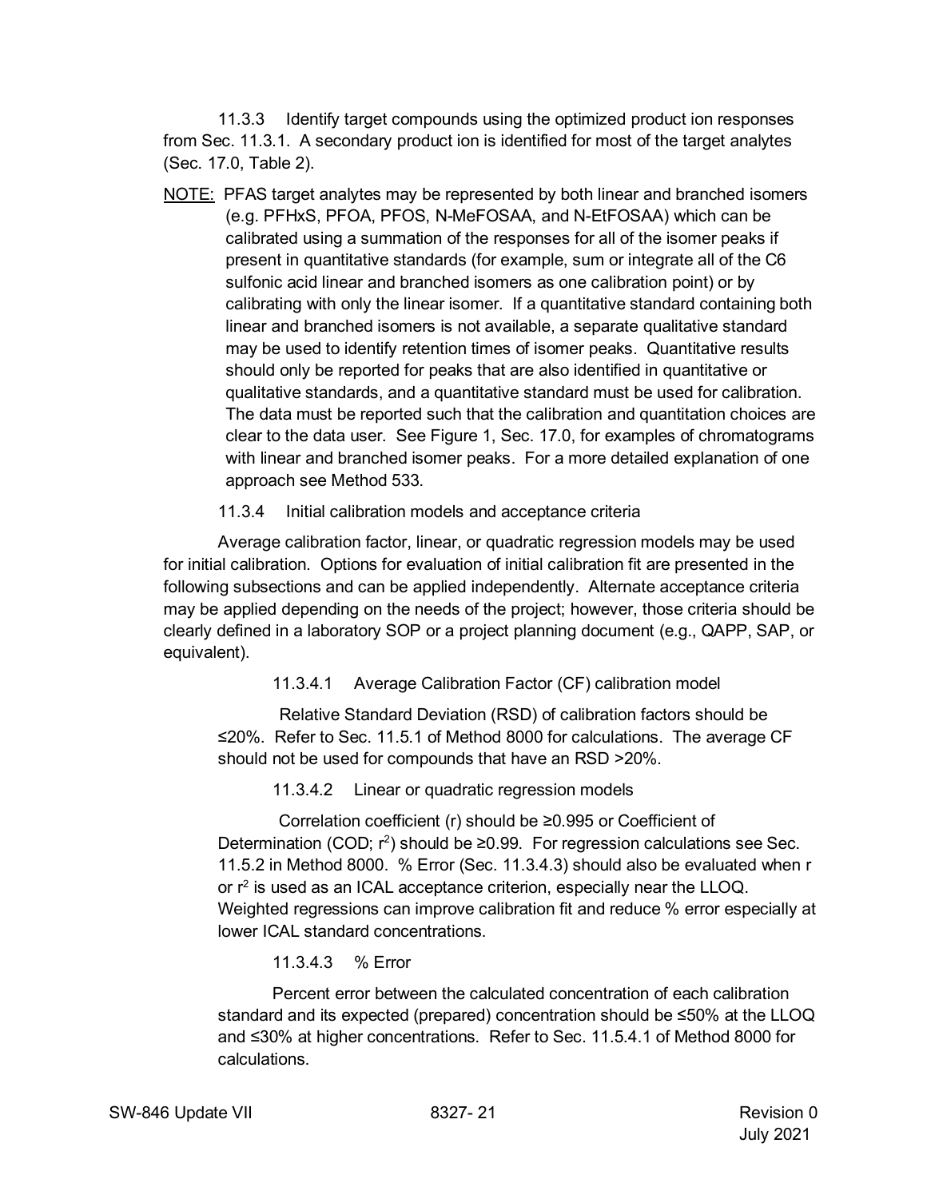11.3.3 Identify target compounds using the optimized product ion responses from Sec. 11.3.1. A secondary product ion is identified for most of the target analytes (Sec. 17.0, Table 2).

<u>NOTE:</u> PFAS target analytes may be represented by both linear and branched isomers (e.g. PFHxS, PFOA, PFOS, N-MeFOSAA, and N-EtFOSAA) which can be calibrated using a summation of the responses for all of the isomer peaks if present in quantitative standards (for example, sum or integrate all of the C6 sulfonic acid linear and branched isomers as one calibration point) or by calibrating with only the linear isomer. If a quantitative standard containing both linear and branched isomers is not available, a separate qualitative standard may be used to identify retention times of isomer peaks. Quantitative results should only be reported for peaks that are also identified in quantitative or qualitative standards, and a quantitative standard must be used for calibration. The data must be reported such that the calibration and quantitation choices are clear to the data user. See Figure 1, Sec. 17.0, for examples of chromatograms with linear and branched isomer peaks. For a more detailed explanation of one approach see Method 533.

11.3.4 Initial calibration models and acceptance criteria

Average calibration factor, linear, or quadratic regression models may be used for initial calibration. Options for evaluation of initial calibration fit are presented in the following subsections and can be applied independently. Alternate acceptance criteria may be applied depending on the needs of the project; however, those criteria should be clearly defined in a laboratory SOP or a project planning document (e.g., QAPP, SAP, or equivalent).

11.3.4.1 Average Calibration Factor (CF) calibration model

Relative Standard Deviation (RSD) of calibration factors should be ≤20%. Refer to Sec. 11.5.1 of Method 8000 for calculations. The average CF should not be used for compounds that have an RSD >20%.

11.3.4.2 Linear or quadratic regression models

Correlation coefficient (r) should be ≥0.995 or Coefficient of Determination (COD; $r^2$) should be ≥0.99. For regression calculations see Sec. 11.5.2 in Method 8000. % Error (Sec. 11.3.4.3) should also be evaluated when r or $r^2$ is used as an ICAL acceptance criterion, especially near the LLOQ. Weighted regressions can improve calibration fit and reduce % error especially at lower ICAL standard concentrations.

11.3.4.3 % Error

Percent error between the calculated concentration of each calibration standard and its expected (prepared) concentration should be ≤50% at the LLOQ and ≤30% at higher concentrations. Refer to Sec. 11.5.4.1 of Method 8000 for calculations.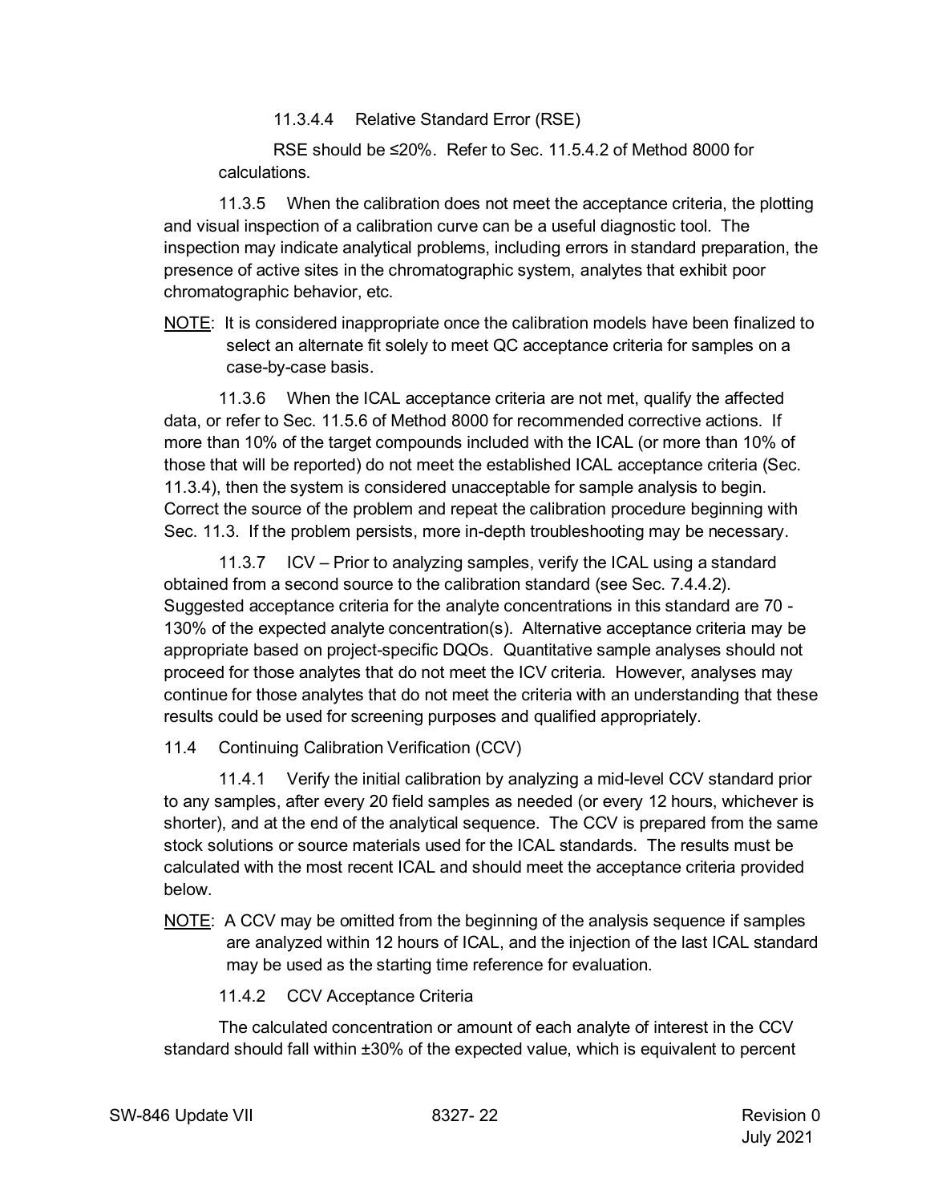11.3.4.4 Relative Standard Error (RSE)

RSE should be ≤20%. Refer to Sec. 11.5.4.2 of Method 8000 for calculations.

11.3.5 When the calibration does not meet the acceptance criteria, the plotting and visual inspection of a calibration curve can be a useful diagnostic tool. The inspection may indicate analytical problems, including errors in standard preparation, the presence of active sites in the chromatographic system, analytes that exhibit poor chromatographic behavior, etc.

NOTE: It is considered inappropriate once the calibration models have been finalized to select an alternate fit solely to meet QC acceptance criteria for samples on a case-by-case basis.

11.3.6 When the ICAL acceptance criteria are not met, qualify the affected data, or refer to Sec. 11.5.6 of Method 8000 for recommended corrective actions. If more than 10% of the target compounds included with the ICAL (or more than 10% of those that will be reported) do not meet the established ICAL acceptance criteria (Sec. 11.3.4), then the system is considered unacceptable for sample analysis to begin. Correct the source of the problem and repeat the calibration procedure beginning with Sec. 11.3. If the problem persists, more in-depth troubleshooting may be necessary.

11.3.7 ICV – Prior to analyzing samples, verify the ICAL using a standard obtained from a second source to the calibration standard (see Sec. 7.4.4.2). Suggested acceptance criteria for the analyte concentrations in this standard are 70 - 130% of the expected analyte concentration(s). Alternative acceptance criteria may be appropriate based on project-specific DQOs. Quantitative sample analyses should not proceed for those analytes that do not meet the ICV criteria. However, analyses may continue for those analytes that do not meet the criteria with an understanding that these results could be used for screening purposes and qualified appropriately.

11.4 Continuing Calibration Verification (CCV)

11.4.1 Verify the initial calibration by analyzing a mid-level CCV standard prior to any samples, after every 20 field samples as needed (or every 12 hours, whichever is shorter), and at the end of the analytical sequence. The CCV is prepared from the same stock solutions or source materials used for the ICAL standards. The results must be calculated with the most recent ICAL and should meet the acceptance criteria provided below.

NOTE: A CCV may be omitted from the beginning of the analysis sequence if samples are analyzed within 12 hours of ICAL, and the injection of the last ICAL standard may be used as the starting time reference for evaluation.

11.4.2 CCV Acceptance Criteria

The calculated concentration or amount of each analyte of interest in the CCV standard should fall within ±30% of the expected value, which is equivalent to percent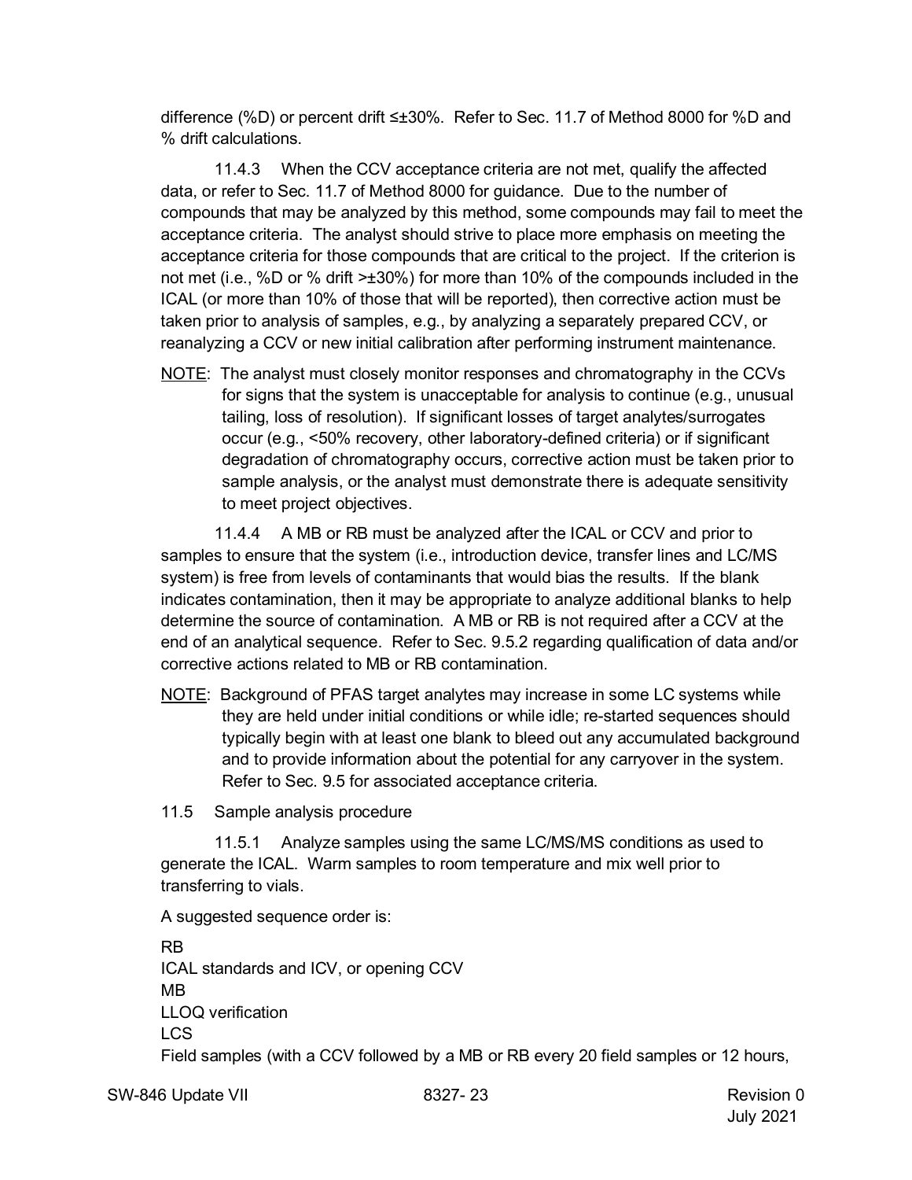difference (%D) or percent drift ≤±30%. Refer to Sec. 11.7 of Method 8000 for %D and % drift calculations.

11.4.3 When the CCV acceptance criteria are not met, qualify the affected data, or refer to Sec. 11.7 of Method 8000 for guidance. Due to the number of compounds that may be analyzed by this method, some compounds may fail to meet the acceptance criteria. The analyst should strive to place more emphasis on meeting the acceptance criteria for those compounds that are critical to the project. If the criterion is not met (i.e., %D or % drift >±30%) for more than 10% of the compounds included in the ICAL (or more than 10% of those that will be reported), then corrective action must be taken prior to analysis of samples, e.g., by analyzing a separately prepared CCV, or reanalyzing a CCV or new initial calibration after performing instrument maintenance.

NOTE: The analyst must closely monitor responses and chromatography in the CCVs for signs that the system is unacceptable for analysis to continue (e.g., unusual tailing, loss of resolution). If significant losses of target analytes/surrogates occur (e.g., <50% recovery, other laboratory-defined criteria) or if significant degradation of chromatography occurs, corrective action must be taken prior to sample analysis, or the analyst must demonstrate there is adequate sensitivity to meet project objectives.

11.4.4 A MB or RB must be analyzed after the ICAL or CCV and prior to samples to ensure that the system (i.e., introduction device, transfer lines and LC/MS system) is free from levels of contaminants that would bias the results. If the blank indicates contamination, then it may be appropriate to analyze additional blanks to help determine the source of contamination. A MB or RB is not required after a CCV at the end of an analytical sequence. Refer to Sec. 9.5.2 regarding qualification of data and/or corrective actions related to MB or RB contamination.

NOTE: Background of PFAS target analytes may increase in some LC systems while they are held under initial conditions or while idle; re-started sequences should typically begin with at least one blank to bleed out any accumulated background and to provide information about the potential for any carryover in the system. Refer to Sec. 9.5 for associated acceptance criteria.

11.5 Sample analysis procedure

11.5.1 Analyze samples using the same LC/MS/MS conditions as used to generate the ICAL. Warm samples to room temperature and mix well prior to transferring to vials.

A suggested sequence order is:

RB
ICAL standards and ICV, or opening CCV
MB
LLOQ verification
LCS
Field samples (with a CCV followed by a MB or RB every 20 field samples or 12 hours,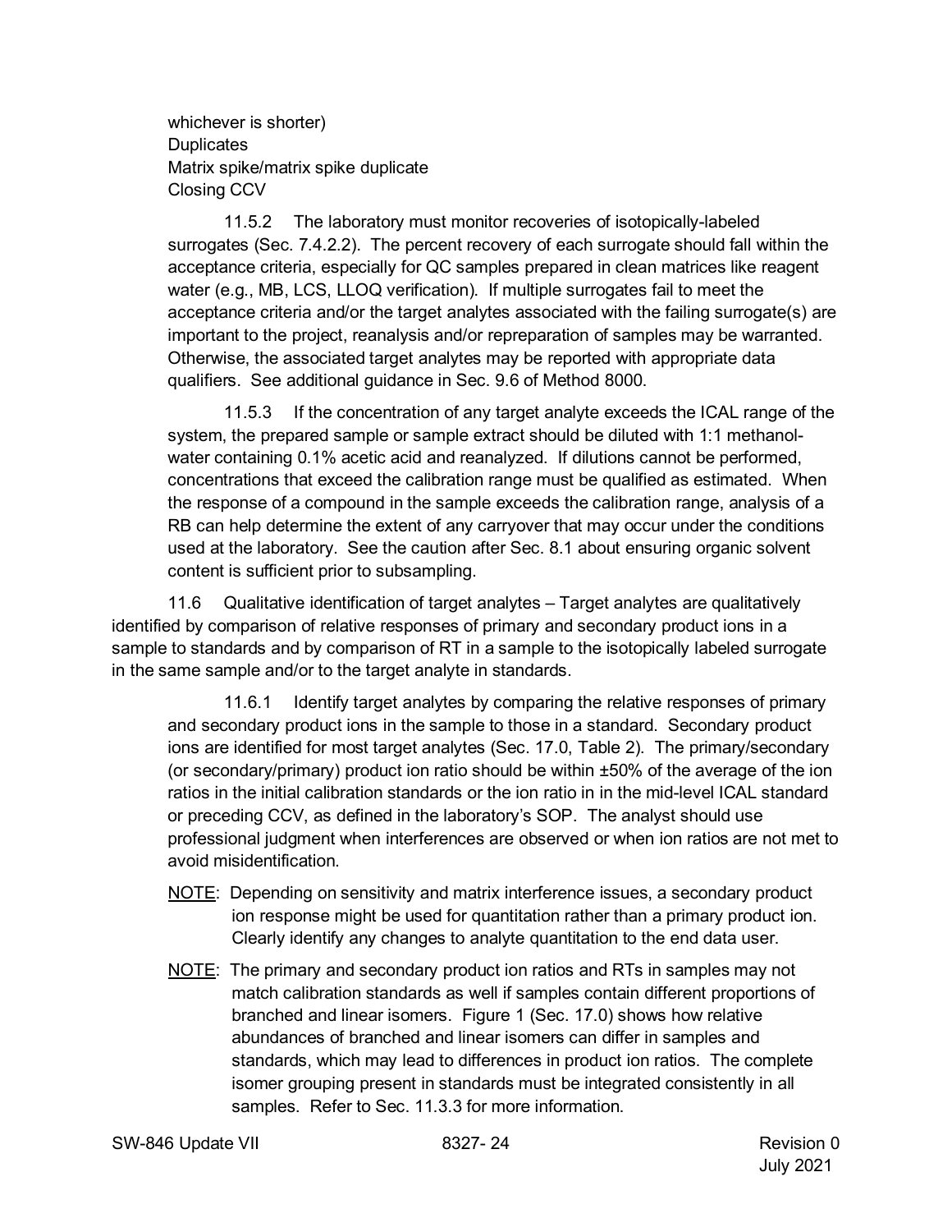whichever is shorter)
Duplicates
Matrix spike/matrix spike duplicate
Closing CCV

11.5.2 The laboratory must monitor recoveries of isotopically-labeled surrogates (Sec. 7.4.2.2). The percent recovery of each surrogate should fall within the acceptance criteria, especially for QC samples prepared in clean matrices like reagent water (e.g., MB, LCS, LLOQ verification). If multiple surrogates fail to meet the acceptance criteria and/or the target analytes associated with the failing surrogate(s) are important to the project, reanalysis and/or repreparation of samples may be warranted. Otherwise, the associated target analytes may be reported with appropriate data qualifiers. See additional guidance in Sec. 9.6 of Method 8000.

11.5.3 If the concentration of any target analyte exceeds the ICAL range of the system, the prepared sample or sample extract should be diluted with 1:1 methanol-water containing 0.1% acetic acid and reanalyzed. If dilutions cannot be performed, concentrations that exceed the calibration range must be qualified as estimated. When the response of a compound in the sample exceeds the calibration range, analysis of a RB can help determine the extent of any carryover that may occur under the conditions used at the laboratory. See the caution after Sec. 8.1 about ensuring organic solvent content is sufficient prior to subsampling.

11.6 Qualitative identification of target analytes – Target analytes are qualitatively identified by comparison of relative responses of primary and secondary product ions in a sample to standards and by comparison of RT in a sample to the isotopically labeled surrogate in the same sample and/or to the target analyte in standards.

11.6.1 Identify target analytes by comparing the relative responses of primary and secondary product ions in the sample to those in a standard. Secondary product ions are identified for most target analytes (Sec. 17.0, Table 2). The primary/secondary (or secondary/primary) product ion ratio should be within ±50% of the average of the ion ratios in the initial calibration standards or the ion ratio in in the mid-level ICAL standard or preceding CCV, as defined in the laboratory's SOP. The analyst should use professional judgment when interferences are observed or when ion ratios are not met to avoid misidentification.

NOTE: Depending on sensitivity and matrix interference issues, a secondary product ion response might be used for quantitation rather than a primary product ion. Clearly identify any changes to analyte quantitation to the end data user.

NOTE: The primary and secondary product ion ratios and RTs in samples may not match calibration standards as well if samples contain different proportions of branched and linear isomers. Figure 1 (Sec. 17.0) shows how relative abundances of branched and linear isomers can differ in samples and standards, which may lead to differences in product ion ratios. The complete isomer grouping present in standards must be integrated consistently in all samples. Refer to Sec. 11.3.3 for more information.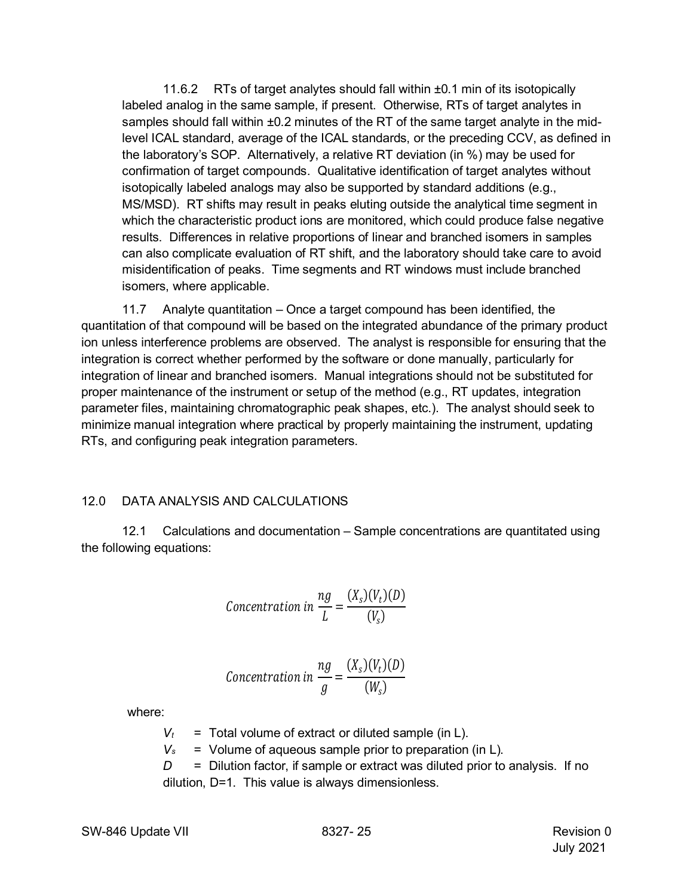11.6.2 RTs of target analytes should fall within ±0.1 min of its isotopically labeled analog in the same sample, if present. Otherwise, RTs of target analytes in samples should fall within ±0.2 minutes of the RT of the same target analyte in the mid-level ICAL standard, average of the ICAL standards, or the preceding CCV, as defined in the laboratory's SOP. Alternatively, a relative RT deviation (in %) may be used for confirmation of target compounds. Qualitative identification of target analytes without isotopically labeled analogs may also be supported by standard additions (e.g., MS/MSD). RT shifts may result in peaks eluting outside the analytical time segment in which the characteristic product ions are monitored, which could produce false negative results. Differences in relative proportions of linear and branched isomers in samples can also complicate evaluation of RT shift, and the laboratory should take care to avoid misidentification of peaks. Time segments and RT windows must include branched isomers, where applicable.

11.7 Analyte quantitation – Once a target compound has been identified, the quantitation of that compound will be based on the integrated abundance of the primary product ion unless interference problems are observed. The analyst is responsible for ensuring that the integration is correct whether performed by the software or done manually, particularly for integration of linear and branched isomers. Manual integrations should not be substituted for proper maintenance of the instrument or setup of the method (e.g., RT updates, integration parameter files, maintaining chromatographic peak shapes, etc.). The analyst should seek to minimize manual integration where practical by properly maintaining the instrument, updating RTs, and configuring peak integration parameters.

## 12.0 DATA ANALYSIS AND CALCULATIONS

12.1 Calculations and documentation – Sample concentrations are quantitated using the following equations:

$$Concentration\ in\ \frac{ng}{L} = \frac{(X_s)(V_t)(D)}{(V_s)}$$

$$Concentration\ in\ \frac{ng}{g} = \frac{(X_s)(V_t)(D)}{(W_s)}$$

where:

$V_t$ = Total volume of extract or diluted sample (in L).

$V_s$ = Volume of aqueous sample prior to preparation (in L).

$D$ = Dilution factor, if sample or extract was diluted prior to analysis. If no dilution, D=1. This value is always dimensionless.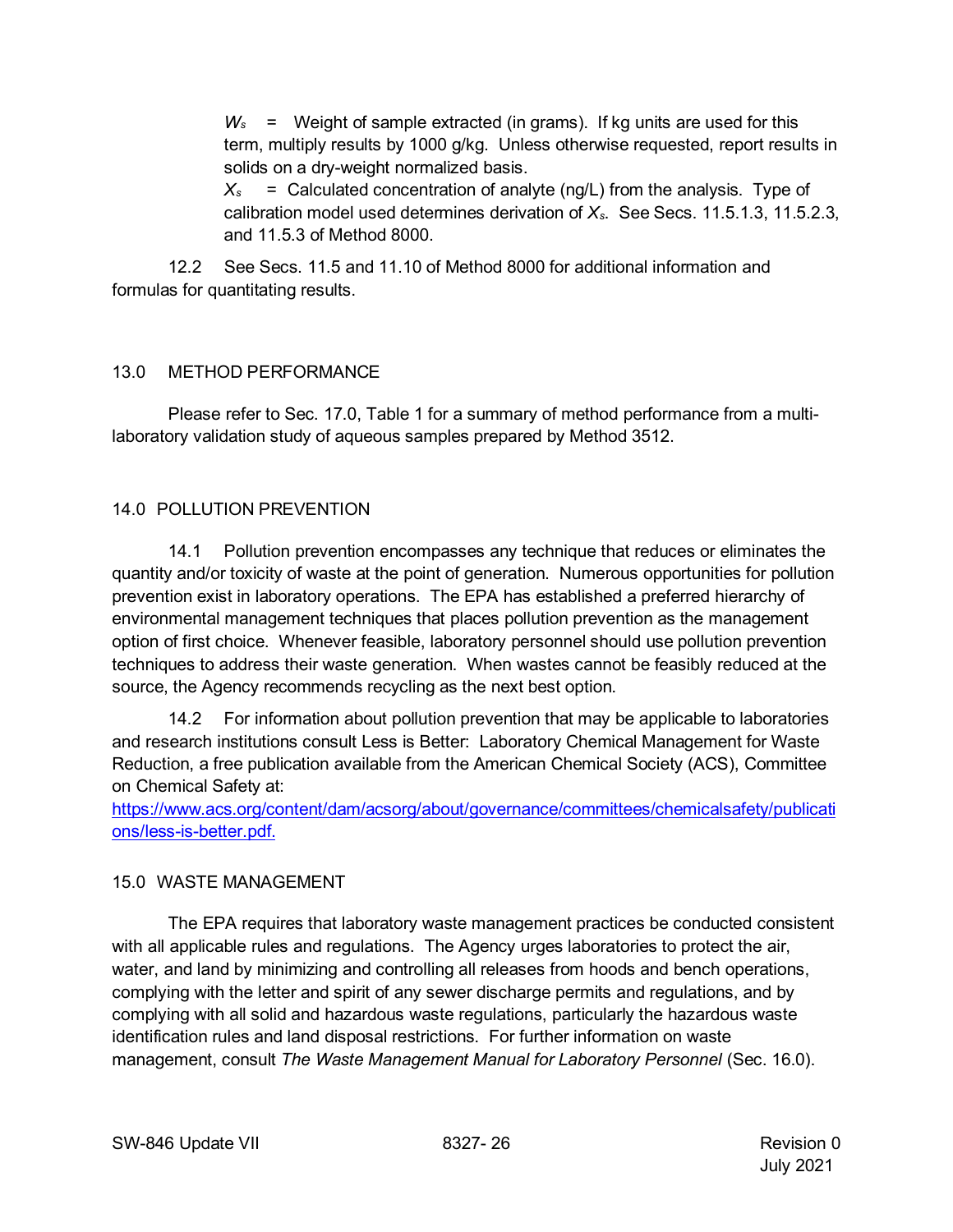$W_s$ = Weight of sample extracted (in grams). If kg units are used for this term, multiply results by 1000 g/kg. Unless otherwise requested, report results in solids on a dry-weight normalized basis.

$X_s$ = Calculated concentration of analyte (ng/L) from the analysis. Type of calibration model used determines derivation of $X_s$. See Secs. 11.5.1.3, 11.5.2.3, and 11.5.3 of Method 8000.

12.2 See Secs. 11.5 and 11.10 of Method 8000 for additional information and formulas for quantitating results.

## 13.0 METHOD PERFORMANCE

Please refer to Sec. 17.0, Table 1 for a summary of method performance from a multi-laboratory validation study of aqueous samples prepared by Method 3512.

## 14.0 POLLUTION PREVENTION

14.1 Pollution prevention encompasses any technique that reduces or eliminates the quantity and/or toxicity of waste at the point of generation. Numerous opportunities for pollution prevention exist in laboratory operations. The EPA has established a preferred hierarchy of environmental management techniques that places pollution prevention as the management option of first choice. Whenever feasible, laboratory personnel should use pollution prevention techniques to address their waste generation. When wastes cannot be feasibly reduced at the source, the Agency recommends recycling as the next best option.

14.2 For information about pollution prevention that may be applicable to laboratories and research institutions consult Less is Better: Laboratory Chemical Management for Waste Reduction, a free publication available from the American Chemical Society (ACS), Committee on Chemical Safety at: https://www.acs.org/content/dam/acsorg/about/governance/committees/chemicalsafety/publications/less-is-better.pdf.

## 15.0 WASTE MANAGEMENT

The EPA requires that laboratory waste management practices be conducted consistent with all applicable rules and regulations. The Agency urges laboratories to protect the air, water, and land by minimizing and controlling all releases from hoods and bench operations, complying with the letter and spirit of any sewer discharge permits and regulations, and by complying with all solid and hazardous waste regulations, particularly the hazardous waste identification rules and land disposal restrictions. For further information on waste management, consult *The Waste Management Manual for Laboratory Personnel* (Sec. 16.0).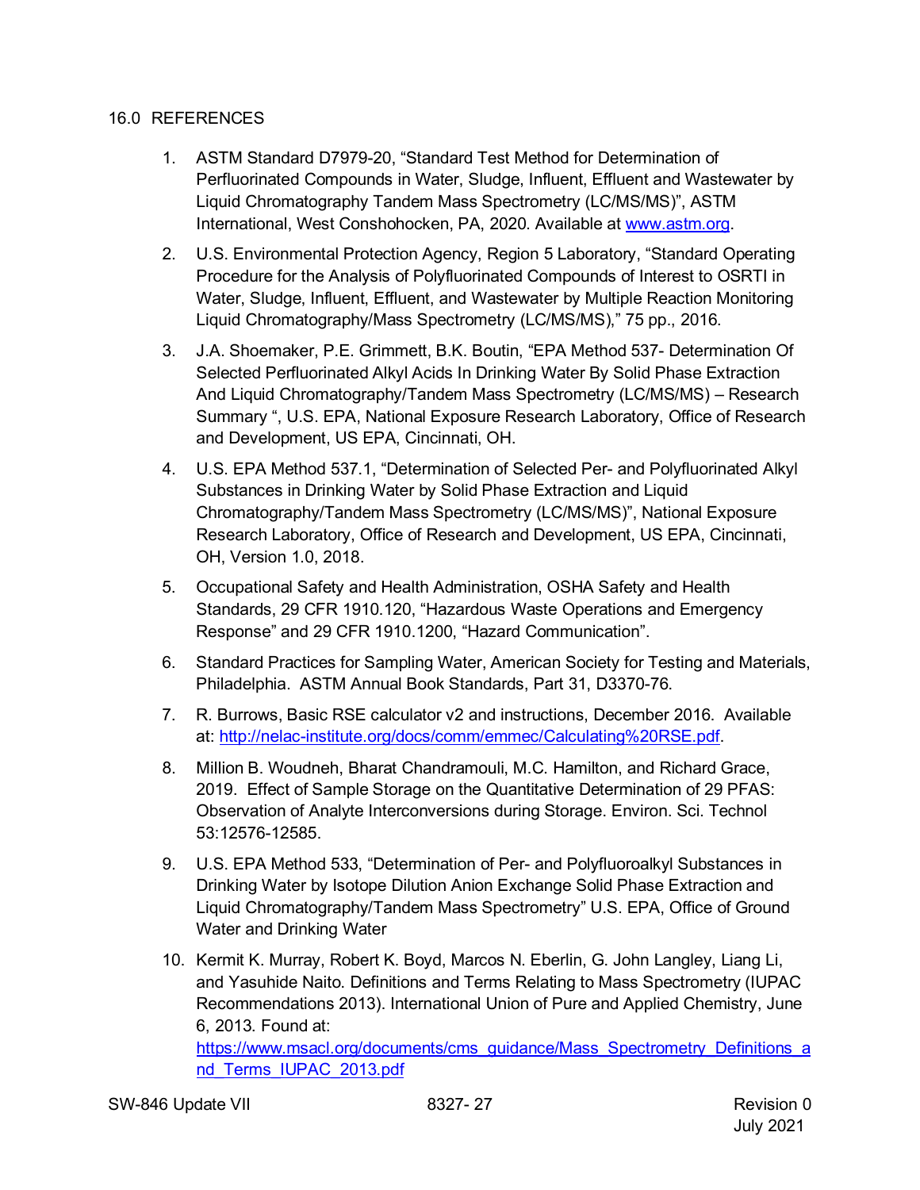## 16.0 REFERENCES

1. ASTM Standard D7979-20, "Standard Test Method for Determination of Perfluorinated Compounds in Water, Sludge, Influent, Effluent and Wastewater by Liquid Chromatography Tandem Mass Spectrometry (LC/MS/MS)", ASTM International, West Conshohocken, PA, 2020. Available at www.astm.org.

2. U.S. Environmental Protection Agency, Region 5 Laboratory, "Standard Operating Procedure for the Analysis of Polyfluorinated Compounds of Interest to OSRTI in Water, Sludge, Influent, Effluent, and Wastewater by Multiple Reaction Monitoring Liquid Chromatography/Mass Spectrometry (LC/MS/MS)," 75 pp., 2016.

3. J.A. Shoemaker, P.E. Grimmett, B.K. Boutin, "EPA Method 537- Determination Of Selected Perfluorinated Alkyl Acids In Drinking Water By Solid Phase Extraction And Liquid Chromatography/Tandem Mass Spectrometry (LC/MS/MS) – Research Summary ", U.S. EPA, National Exposure Research Laboratory, Office of Research and Development, US EPA, Cincinnati, OH.

4. U.S. EPA Method 537.1, "Determination of Selected Per- and Polyfluorinated Alkyl Substances in Drinking Water by Solid Phase Extraction and Liquid Chromatography/Tandem Mass Spectrometry (LC/MS/MS)", National Exposure Research Laboratory, Office of Research and Development, US EPA, Cincinnati, OH, Version 1.0, 2018.

5. Occupational Safety and Health Administration, OSHA Safety and Health Standards, 29 CFR 1910.120, "Hazardous Waste Operations and Emergency Response" and 29 CFR 1910.1200, "Hazard Communication".

6. Standard Practices for Sampling Water, American Society for Testing and Materials, Philadelphia. ASTM Annual Book Standards, Part 31, D3370-76.

7. R. Burrows, Basic RSE calculator v2 and instructions, December 2016. Available at: http://nelac-institute.org/docs/comm/emmec/Calculating%20RSE.pdf.

8. Million B. Woudneh, Bharat Chandramouli, M.C. Hamilton, and Richard Grace, 2019. Effect of Sample Storage on the Quantitative Determination of 29 PFAS: Observation of Analyte Interconversions during Storage. Environ. Sci. Technol 53:12576-12585.

9. U.S. EPA Method 533, "Determination of Per- and Polyfluoroalkyl Substances in Drinking Water by Isotope Dilution Anion Exchange Solid Phase Extraction and Liquid Chromatography/Tandem Mass Spectrometry" U.S. EPA, Office of Ground Water and Drinking Water

10. Kermit K. Murray, Robert K. Boyd, Marcos N. Eberlin, G. John Langley, Liang Li, and Yasuhide Naito. Definitions and Terms Relating to Mass Spectrometry (IUPAC Recommendations 2013). International Union of Pure and Applied Chemistry, June 6, 2013. Found at: https://www.msacl.org/documents/cms_guidance/Mass_Spectrometry_Definitions_and_Terms_IUPAC_2013.pdf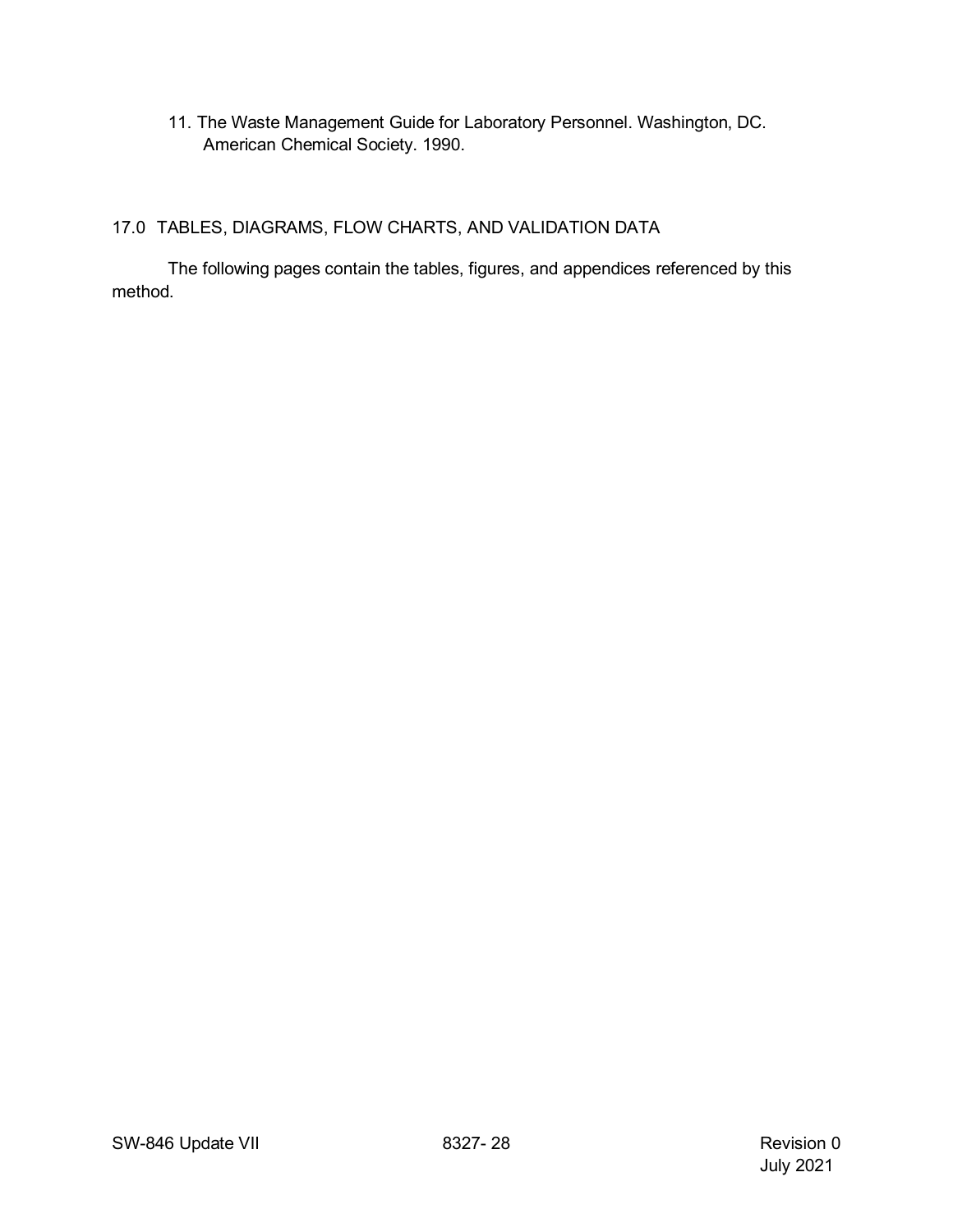11. The Waste Management Guide for Laboratory Personnel. Washington, DC. American Chemical Society. 1990.

## 17.0 TABLES, DIAGRAMS, FLOW CHARTS, AND VALIDATION DATA

The following pages contain the tables, figures, and appendices referenced by this method.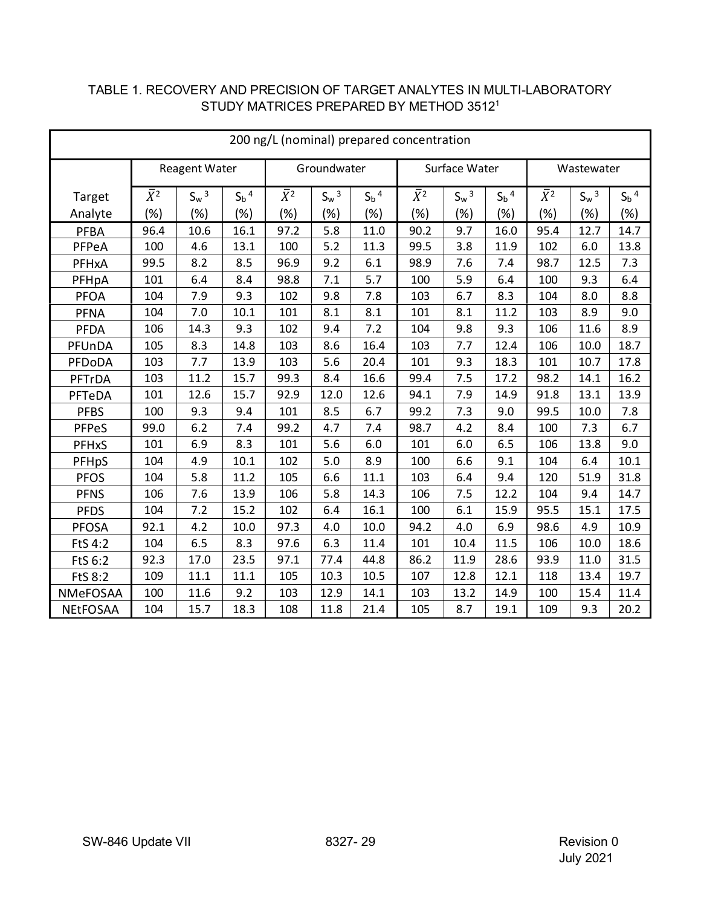TABLE 1. RECOVERY AND PRECISION OF TARGET ANALYTES IN MULTI-LABORATORY STUDY MATRICES PREPARED BY METHOD 3512[1]

| 200 ng/L (nominal) prepared concentration | | | | | | | | | | | | |
|---|---|---|---|---|---|---|---|---|---|---|---|---|
| | Reagent Water | | | Groundwater | | | Surface Water | | | Wastewater | | |
| Target Analyte | $\bar{X}$[2] (%) | $S_w$[3] (%) | $S_b$[4] (%) | $\bar{X}$[2] (%) | $S_w$[3] (%) | $S_b$[4] (%) | $\bar{X}$[2] (%) | $S_w$[3] (%) | $S_b$[4] (%) | $\bar{X}$[2] (%) | $S_w$[3] (%) | $S_b$[4] (%) |
| PFBA | 96.4 | 10.6 | 16.1 | 97.2 | 5.8 | 11.0 | 90.2 | 9.7 | 16.0 | 95.4 | 12.7 | 14.7 |
| PFPeA | 100 | 4.6 | 13.1 | 100 | 5.2 | 11.3 | 99.5 | 3.8 | 11.9 | 102 | 6.0 | 13.8 |
| PFHxA | 99.5 | 8.2 | 8.5 | 96.9 | 9.2 | 6.1 | 98.9 | 7.6 | 7.4 | 98.7 | 12.5 | 7.3 |
| PFHpA | 101 | 6.4 | 8.4 | 98.8 | 7.1 | 5.7 | 100 | 5.9 | 6.4 | 100 | 9.3 | 6.4 |
| PFOA | 104 | 7.9 | 9.3 | 102 | 9.8 | 7.8 | 103 | 6.7 | 8.3 | 104 | 8.0 | 8.8 |
| PFNA | 104 | 7.0 | 10.1 | 101 | 8.1 | 8.1 | 101 | 8.1 | 11.2 | 103 | 8.9 | 9.0 |
| PFDA | 106 | 14.3 | 9.3 | 102 | 9.4 | 7.2 | 104 | 9.8 | 9.3 | 106 | 11.6 | 8.9 |
| PFUnDA | 105 | 8.3 | 14.8 | 103 | 8.6 | 16.4 | 103 | 7.7 | 12.4 | 106 | 10.0 | 18.7 |
| PFDoDA | 103 | 7.7 | 13.9 | 103 | 5.6 | 20.4 | 101 | 9.3 | 18.3 | 101 | 10.7 | 17.8 |
| PFTrDA | 103 | 11.2 | 15.7 | 99.3 | 8.4 | 16.6 | 99.4 | 7.5 | 17.2 | 98.2 | 14.1 | 16.2 |
| PFTeDA | 101 | 12.6 | 15.7 | 92.9 | 12.0 | 12.6 | 94.1 | 7.9 | 14.9 | 91.8 | 13.1 | 13.9 |
| PFBS | 100 | 9.3 | 9.4 | 101 | 8.5 | 6.7 | 99.2 | 7.3 | 9.0 | 99.5 | 10.0 | 7.8 |
| PFPeS | 99.0 | 6.2 | 7.4 | 99.2 | 4.7 | 7.4 | 98.7 | 4.2 | 8.4 | 100 | 7.3 | 6.7 |
| PFHxS | 101 | 6.9 | 8.3 | 101 | 5.6 | 6.0 | 101 | 6.0 | 6.5 | 106 | 13.8 | 9.0 |
| PFHpS | 104 | 4.9 | 10.1 | 102 | 5.0 | 8.9 | 100 | 6.6 | 9.1 | 104 | 6.4 | 10.1 |
| PFOS | 104 | 5.8 | 11.2 | 105 | 6.6 | 11.1 | 103 | 6.4 | 9.4 | 120 | 51.9 | 31.8 |
| PFNS | 106 | 7.6 | 13.9 | 106 | 5.8 | 14.3 | 106 | 7.5 | 12.2 | 104 | 9.4 | 14.7 |
| PFDS | 104 | 7.2 | 15.2 | 102 | 6.4 | 16.1 | 100 | 6.1 | 15.9 | 95.5 | 15.1 | 17.5 |
| PFOSA | 92.1 | 4.2 | 10.0 | 97.3 | 4.0 | 10.0 | 94.2 | 4.0 | 6.9 | 98.6 | 4.9 | 10.9 |
| FtS 4:2 | 104 | 6.5 | 8.3 | 97.6 | 6.3 | 11.4 | 101 | 10.4 | 11.5 | 106 | 10.0 | 18.6 |
| FtS 6:2 | 92.3 | 17.0 | 23.5 | 97.1 | 77.4 | 44.8 | 86.2 | 11.9 | 28.6 | 93.9 | 11.0 | 31.5 |
| FtS 8:2 | 109 | 11.1 | 11.1 | 105 | 10.3 | 10.5 | 107 | 12.8 | 12.1 | 118 | 13.4 | 19.7 |
| NMeFOSAA | 100 | 11.6 | 9.2 | 103 | 12.9 | 14.1 | 103 | 13.2 | 14.9 | 100 | 15.4 | 11.4 |
| NEtFOSAA | 104 | 15.7 | 18.3 | 108 | 11.8 | 21.4 | 105 | 8.7 | 19.1 | 109 | 9.3 | 20.2 |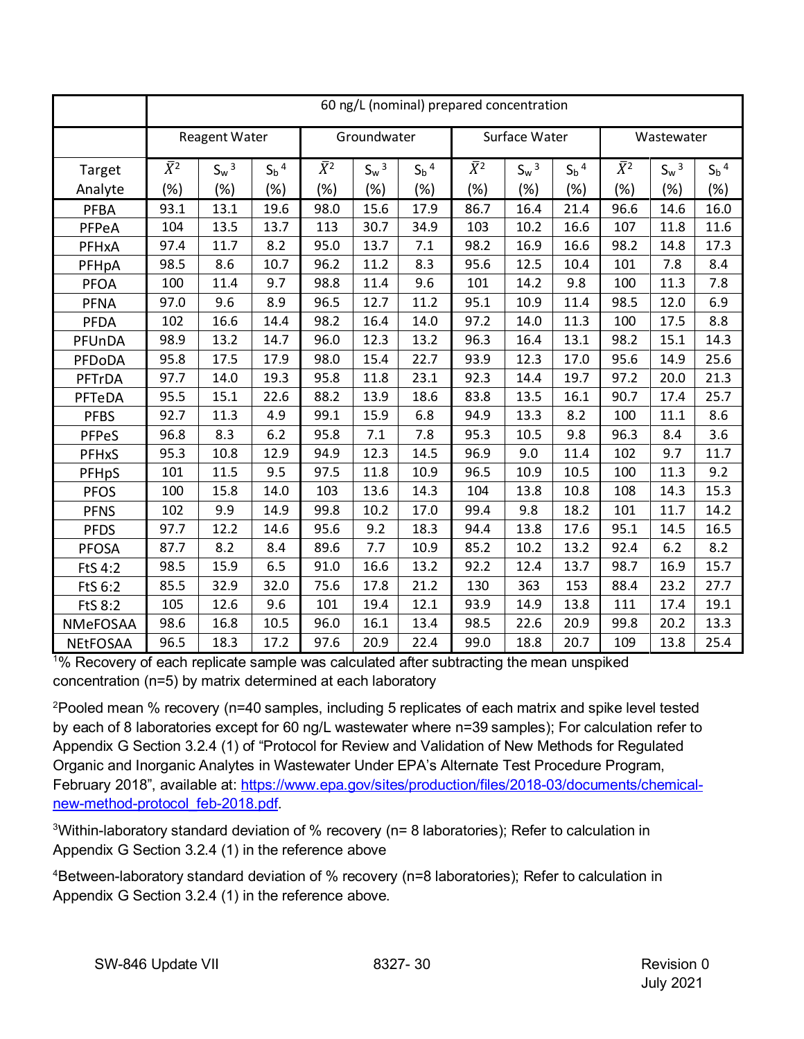| | 60 ng/L (nominal) prepared concentration | | | | | | | | | | | |
|---|---|---|---|---|---|---|---|---|---|---|---|---|
| | Reagent Water | | | Groundwater | | | Surface Water | | | Wastewater | | |
| Target Analyte | $\bar{X}$[2] (%) | $S_w$[3] (%) | $S_b$[4] (%) | $\bar{X}$[2] (%) | $S_w$[3] (%) | $S_b$[4] (%) | $\bar{X}$[2] (%) | $S_w$[3] (%) | $S_b$[4] (%) | $\bar{X}$[2] (%) | $S_w$[3] (%) | $S_b$[4] (%) |
| PFBA | 93.1 | 13.1 | 19.6 | 98.0 | 15.6 | 17.9 | 86.7 | 16.4 | 21.4 | 96.6 | 14.6 | 16.0 |
| PFPeA | 104 | 13.5 | 13.7 | 113 | 30.7 | 34.9 | 103 | 10.2 | 16.6 | 107 | 11.8 | 11.6 |
| PFHxA | 97.4 | 11.7 | 8.2 | 95.0 | 13.7 | 7.1 | 98.2 | 16.9 | 16.6 | 98.2 | 14.8 | 17.3 |
| PFHpA | 98.5 | 8.6 | 10.7 | 96.2 | 11.2 | 8.3 | 95.6 | 12.5 | 10.4 | 101 | 7.8 | 8.4 |
| PFOA | 100 | 11.4 | 9.7 | 98.8 | 11.4 | 9.6 | 101 | 14.2 | 9.8 | 100 | 11.3 | 7.8 |
| PFNA | 97.0 | 9.6 | 8.9 | 96.5 | 12.7 | 11.2 | 95.1 | 10.9 | 11.4 | 98.5 | 12.0 | 6.9 |
| PFDA | 102 | 16.6 | 14.4 | 98.2 | 16.4 | 14.0 | 97.2 | 14.0 | 11.3 | 100 | 17.5 | 8.8 |
| PFUnDA | 98.9 | 13.2 | 14.7 | 96.0 | 12.3 | 13.2 | 96.3 | 16.4 | 13.1 | 98.2 | 15.1 | 14.3 |
| PFDoDA | 95.8 | 17.5 | 17.9 | 98.0 | 15.4 | 22.7 | 93.9 | 12.3 | 17.0 | 95.6 | 14.9 | 25.6 |
| PFTrDA | 97.7 | 14.0 | 19.3 | 95.8 | 11.8 | 23.1 | 92.3 | 14.4 | 19.7 | 97.2 | 20.0 | 21.3 |
| PFTeDA | 95.5 | 15.1 | 22.6 | 88.2 | 13.9 | 18.6 | 83.8 | 13.5 | 16.1 | 90.7 | 17.4 | 25.7 |
| PFBS | 92.7 | 11.3 | 4.9 | 99.1 | 15.9 | 6.8 | 94.9 | 13.3 | 8.2 | 100 | 11.1 | 8.6 |
| PFPeS | 96.8 | 8.3 | 6.2 | 95.8 | 7.1 | 7.8 | 95.3 | 10.5 | 9.8 | 96.3 | 8.4 | 3.6 |
| PFHxS | 95.3 | 10.8 | 12.9 | 94.9 | 12.3 | 14.5 | 96.9 | 9.0 | 11.4 | 102 | 9.7 | 11.7 |
| PFHpS | 101 | 11.5 | 9.5 | 97.5 | 11.8 | 10.9 | 96.5 | 10.9 | 10.5 | 100 | 11.3 | 9.2 |
| PFOS | 100 | 15.8 | 14.0 | 103 | 13.6 | 14.3 | 104 | 13.8 | 10.8 | 108 | 14.3 | 15.3 |
| PFNS | 102 | 9.9 | 14.9 | 99.8 | 10.2 | 17.0 | 99.4 | 9.8 | 18.2 | 101 | 11.7 | 14.2 |
| PFDS | 97.7 | 12.2 | 14.6 | 95.6 | 9.2 | 18.3 | 94.4 | 13.8 | 17.6 | 95.1 | 14.5 | 16.5 |
| PFOSA | 87.7 | 8.2 | 8.4 | 89.6 | 7.7 | 10.9 | 85.2 | 10.2 | 13.2 | 92.4 | 6.2 | 8.2 |
| FtS 4:2 | 98.5 | 15.9 | 6.5 | 91.0 | 16.6 | 13.2 | 92.2 | 12.4 | 13.7 | 98.7 | 16.9 | 15.7 |
| FtS 6:2 | 85.5 | 32.9 | 32.0 | 75.6 | 17.8 | 21.2 | 130 | 363 | 153 | 88.4 | 23.2 | 27.7 |
| FtS 8:2 | 105 | 12.6 | 9.6 | 101 | 19.4 | 12.1 | 93.9 | 14.9 | 13.8 | 111 | 17.4 | 19.1 |
| NMeFOSAA | 98.6 | 16.8 | 10.5 | 96.0 | 16.1 | 13.4 | 98.5 | 22.6 | 20.9 | 99.8 | 20.2 | 13.3 |
| NEtFOSAA | 96.5 | 18.3 | 17.2 | 97.6 | 20.9 | 22.4 | 99.0 | 18.8 | 20.7 | 109 | 13.8 | 25.4 |

[1]% Recovery of each replicate sample was calculated after subtracting the mean unspiked concentration (n=5) by matrix determined at each laboratory

[2]Pooled mean % recovery (n=40 samples, including 5 replicates of each matrix and spike level tested by each of 8 laboratories except for 60 ng/L wastewater where n=39 samples); For calculation refer to Appendix G Section 3.2.4 (1) of "Protocol for Review and Validation of New Methods for Regulated Organic and Inorganic Analytes in Wastewater Under EPA's Alternate Test Procedure Program, February 2018", available at: https://www.epa.gov/sites/production/files/2018-03/documents/chemical-new-method-protocol_feb-2018.pdf.

[3]Within-laboratory standard deviation of % recovery (n= 8 laboratories); Refer to calculation in Appendix G Section 3.2.4 (1) in the reference above

[4]Between-laboratory standard deviation of % recovery (n=8 laboratories); Refer to calculation in Appendix G Section 3.2.4 (1) in the reference above.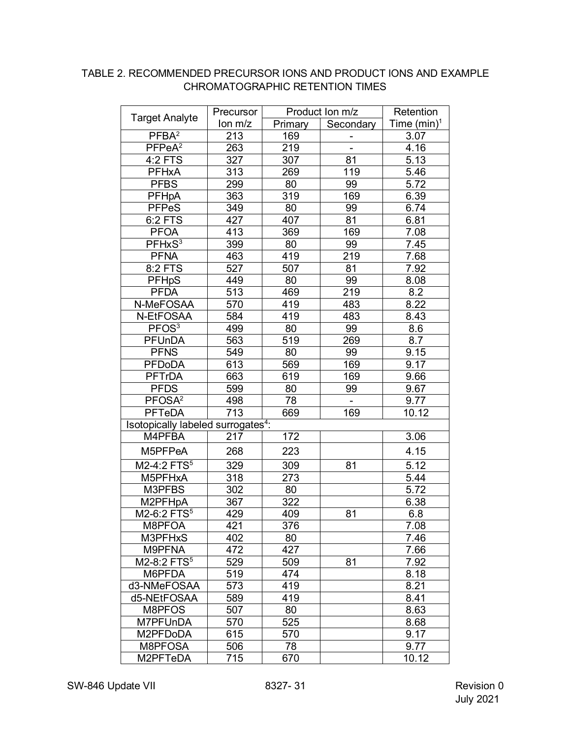TABLE 2. RECOMMENDED PRECURSOR IONS AND PRODUCT IONS AND EXAMPLE CHROMATOGRAPHIC RETENTION TIMES

| Target Analyte | Precursor Ion m/z | Product Ion m/z | | Retention Time (min)[1] |
|---|---|---|---|---|
| | | Primary | Secondary | |
| PFBA[2] | 213 | 169 | - | 3.07 |
| PFPeA[2] | 263 | 219 | - | 4.16 |
| 4:2 FTS | 327 | 307 | 81 | 5.13 |
| PFHxA | 313 | 269 | 119 | 5.46 |
| PFBS | 299 | 80 | 99 | 5.72 |
| PFHpA | 363 | 319 | 169 | 6.39 |
| PFPeS | 349 | 80 | 99 | 6.74 |
| 6:2 FTS | 427 | 407 | 81 | 6.81 |
| PFOA | 413 | 369 | 169 | 7.08 |
| PFHxS[3] | 399 | 80 | 99 | 7.45 |
| PFNA | 463 | 419 | 219 | 7.68 |
| 8:2 FTS | 527 | 507 | 81 | 7.92 |
| PFHpS | 449 | 80 | 99 | 8.08 |
| PFDA | 513 | 469 | 219 | 8.2 |
| N-MeFOSAA | 570 | 419 | 483 | 8.22 |
| N-EtFOSAA | 584 | 419 | 483 | 8.43 |
| PFOS[3] | 499 | 80 | 99 | 8.6 |
| PFUnDA | 563 | 519 | 269 | 8.7 |
| PFNS | 549 | 80 | 99 | 9.15 |
| PFDoDA | 613 | 569 | 169 | 9.17 |
| PFTrDA | 663 | 619 | 169 | 9.66 |
| PFDS | 599 | 80 | 99 | 9.67 |
| PFOSA[2] | 498 | 78 | - | 9.77 |
| PFTeDA | 713 | 669 | 169 | 10.12 |
| Isotopically labeled surrogates[4]: | | | | |
| M4PFBA | 217 | 172 | | 3.06 |
| M5PFPeA | 268 | 223 | | 4.15 |
| M2-4:2 FTS[5] | 329 | 309 | 81 | 5.12 |
| M5PFHxA | 318 | 273 | | 5.44 |
| M3PFBS | 302 | 80 | | 5.72 |
| M2PFHpA | 367 | 322 | | 6.38 |
| M2-6:2 FTS[5] | 429 | 409 | 81 | 6.8 |
| M8PFOA | 421 | 376 | | 7.08 |
| M3PFHxS | 402 | 80 | | 7.46 |
| M9PFNA | 472 | 427 | | 7.66 |
| M2-8:2 FTS[5] | 529 | 509 | 81 | 7.92 |
| M6PFDA | 519 | 474 | | 8.18 |
| d3-NMeFOSAA | 573 | 419 | | 8.21 |
| d5-NEtFOSAA | 589 | 419 | | 8.41 |
| M8PFOS | 507 | 80 | | 8.63 |
| M7PFUnDA | 570 | 525 | | 8.68 |
| M2PFDoDA | 615 | 570 | | 9.17 |
| M8PFOSA | 506 | 78 | | 9.77 |
| M2PFTeDA | 715 | 670 | | 10.12 |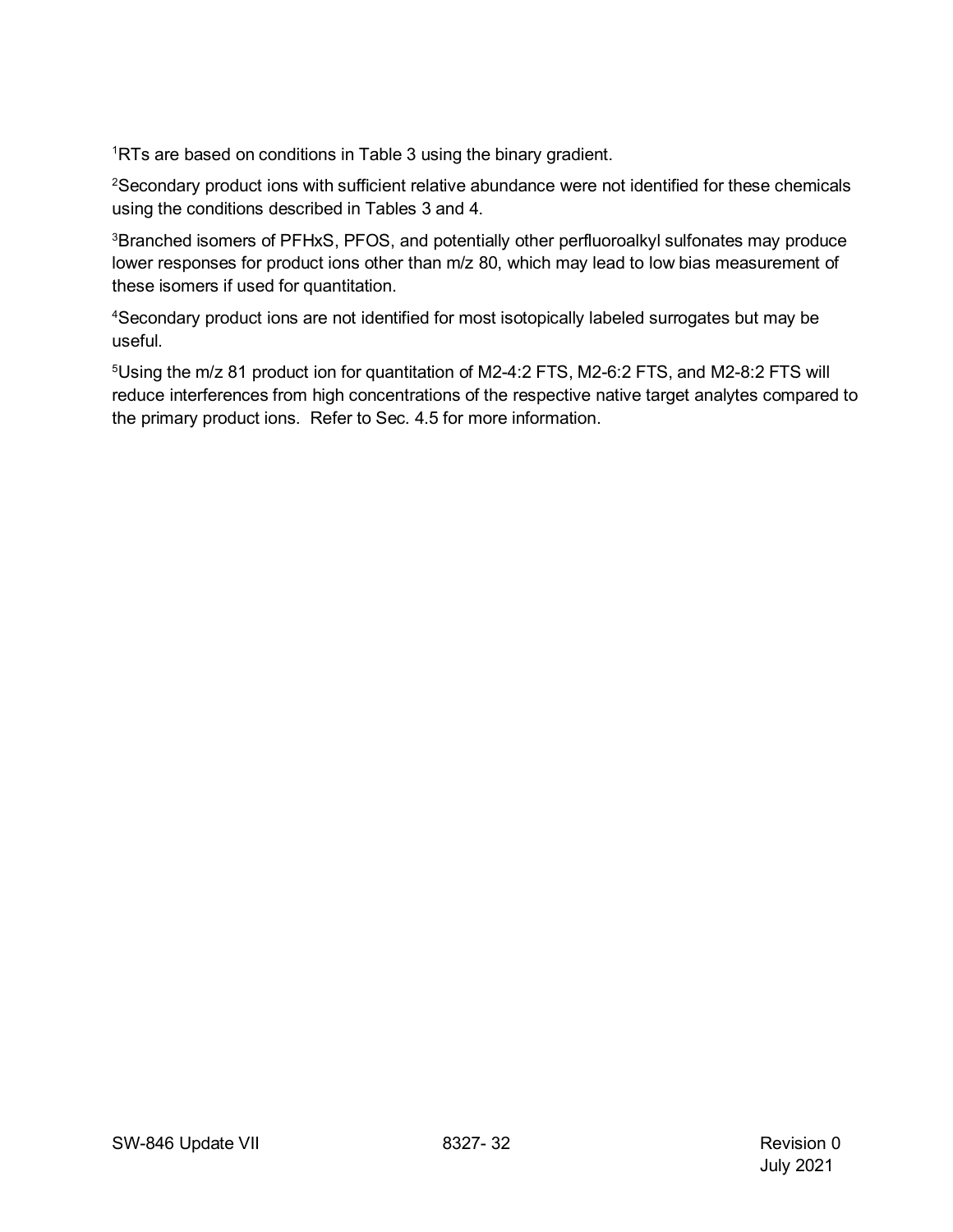[1]RTs are based on conditions in Table 3 using the binary gradient.

[2]Secondary product ions with sufficient relative abundance were not identified for these chemicals using the conditions described in Tables 3 and 4.

[3]Branched isomers of PFHxS, PFOS, and potentially other perfluoroalkyl sulfonates may produce lower responses for product ions other than m/z 80, which may lead to low bias measurement of these isomers if used for quantitation.

[4]Secondary product ions are not identified for most isotopically labeled surrogates but may be useful.

[5]Using the m/z 81 product ion for quantitation of M2-4:2 FTS, M2-6:2 FTS, and M2-8:2 FTS will reduce interferences from high concentrations of the respective native target analytes compared to the primary product ions. Refer to Sec. 4.5 for more information.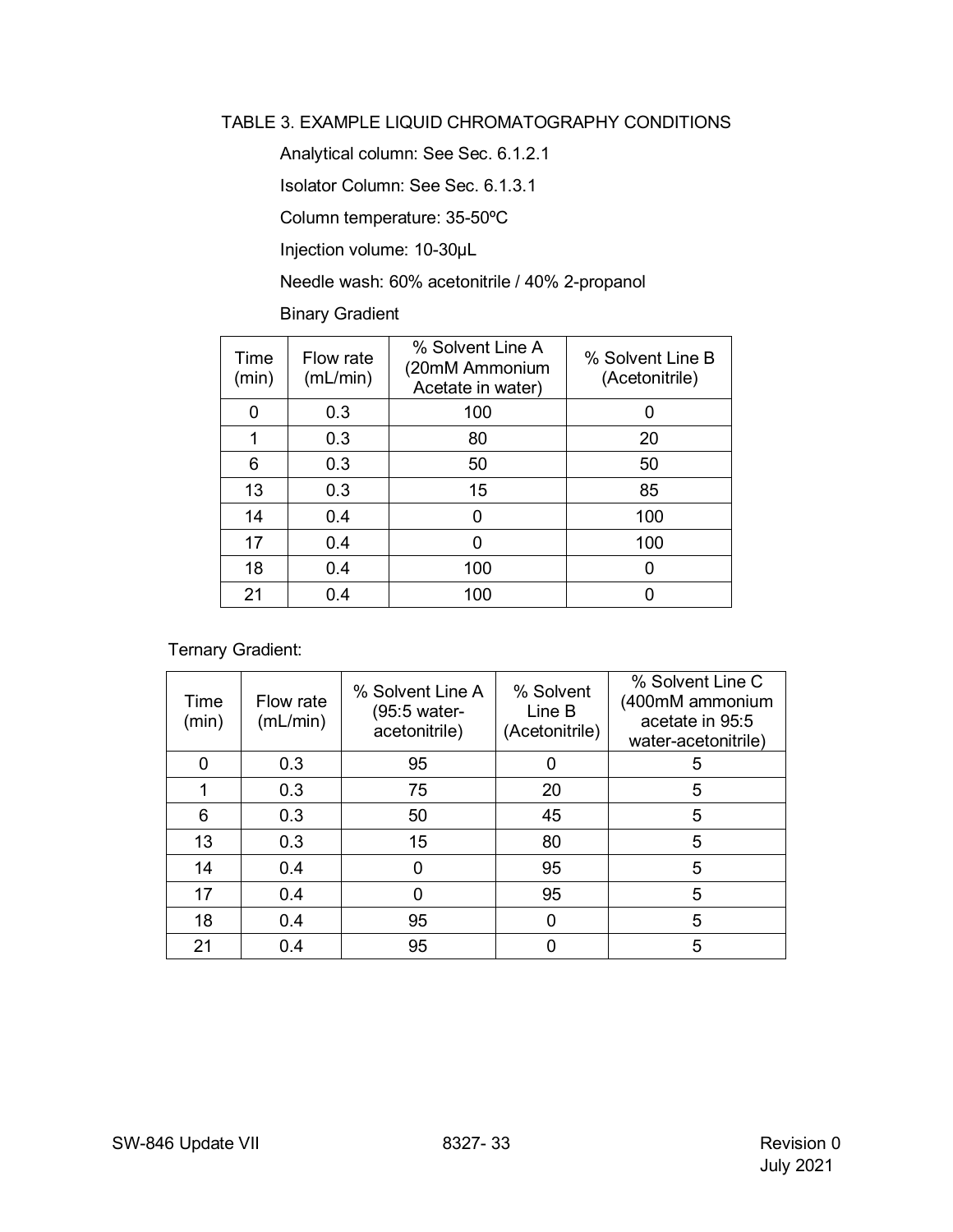TABLE 3. EXAMPLE LIQUID CHROMATOGRAPHY CONDITIONS

Analytical column: See Sec. 6.1.2.1

Isolator Column: See Sec. 6.1.3.1

Column temperature: 35-50ºC

Injection volume: 10-30µL

Needle wash: 60% acetonitrile / 40% 2-propanol

Binary Gradient

| Time (min) | Flow rate (mL/min) | % Solvent Line A (20mM Ammonium Acetate in water) | % Solvent Line B (Acetonitrile) |
|---|---|---|---|
| 0 | 0.3 | 100 | 0 |
| 1 | 0.3 | 80 | 20 |
| 6 | 0.3 | 50 | 50 |
| 13 | 0.3 | 15 | 85 |
| 14 | 0.4 | 0 | 100 |
| 17 | 0.4 | 0 | 100 |
| 18 | 0.4 | 100 | 0 |
| 21 | 0.4 | 100 | 0 |

Ternary Gradient:

| Time (min) | Flow rate (mL/min) | % Solvent Line A (95:5 water-acetonitrile) | % Solvent Line B (Acetonitrile) | % Solvent Line C (400mM ammonium acetate in 95:5 water-acetonitrile) |
|---|---|---|---|---|
| 0 | 0.3 | 95 | 0 | 5 |
| 1 | 0.3 | 75 | 20 | 5 |
| 6 | 0.3 | 50 | 45 | 5 |
| 13 | 0.3 | 15 | 80 | 5 |
| 14 | 0.4 | 0 | 95 | 5 |
| 17 | 0.4 | 0 | 95 | 5 |
| 18 | 0.4 | 95 | 0 | 5 |
| 21 | 0.4 | 95 | 0 | 5 |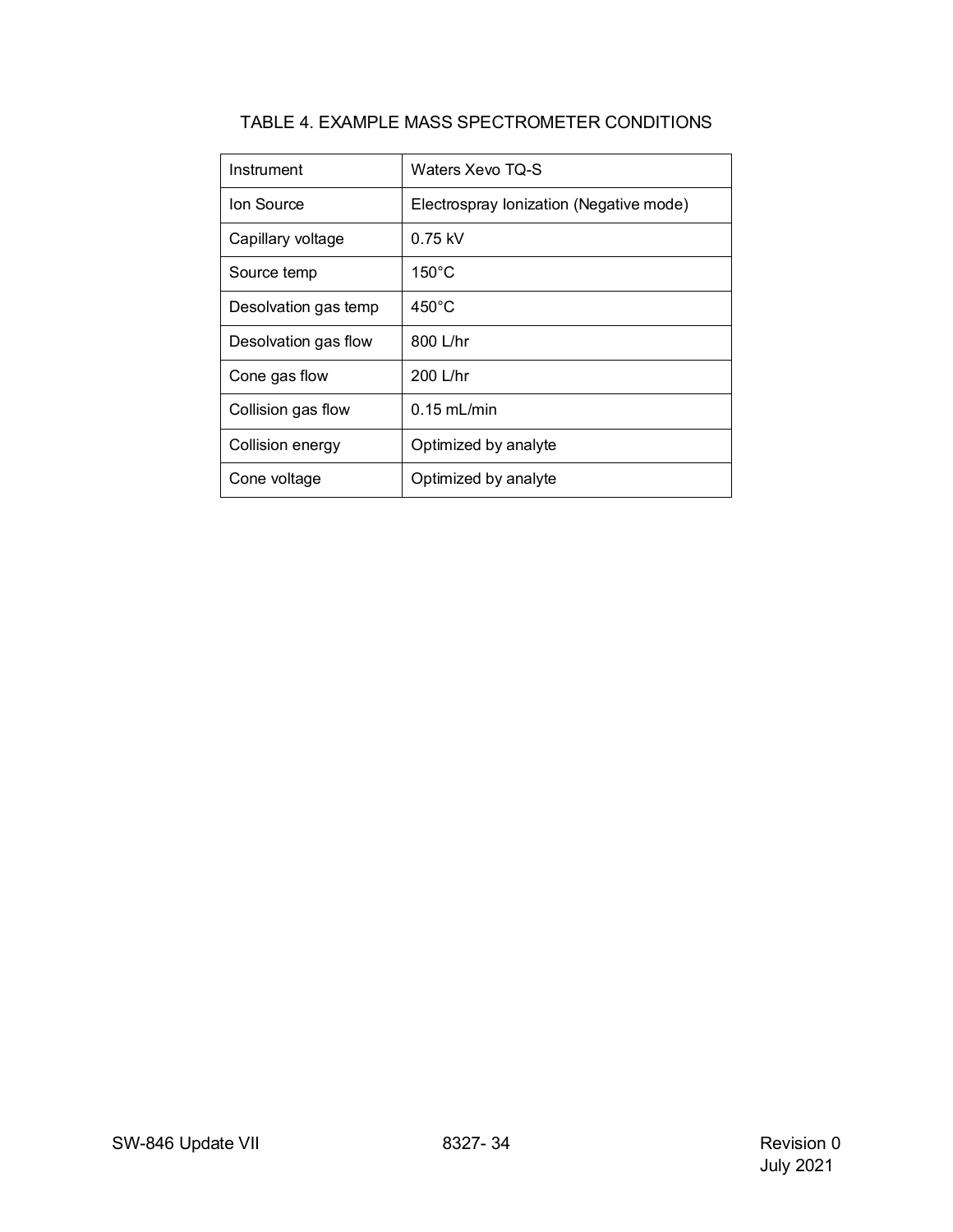TABLE 4. EXAMPLE MASS SPECTROMETER CONDITIONS

| Instrument | Waters Xevo TQ-S |
|---|---|
| Ion Source | Electrospray Ionization (Negative mode) |
| Capillary voltage | 0.75 kV |
| Source temp | 150°C |
| Desolvation gas temp | 450°C |
| Desolvation gas flow | 800 L/hr |
| Cone gas flow | 200 L/hr |
| Collision gas flow | 0.15 mL/min |
| Collision energy | Optimized by analyte |
| Cone voltage | Optimized by analyte |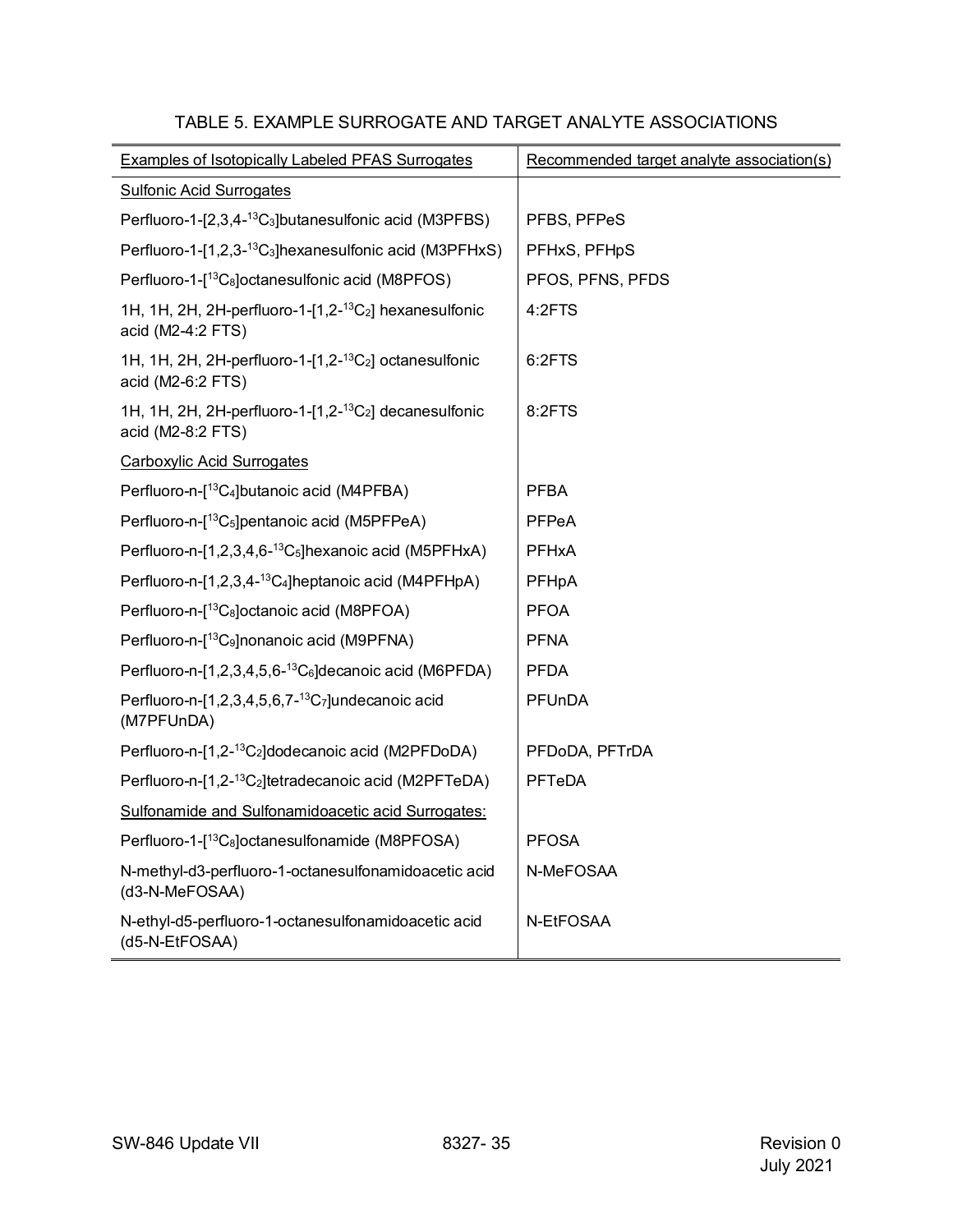TABLE 5. EXAMPLE SURROGATE AND TARGET ANALYTE ASSOCIATIONS

| Examples of Isotopically Labeled PFAS Surrogates | Recommended target analyte association(s) |
|---|---|
| Sulfonic Acid Surrogates | |
| Perfluoro-1-[2,3,4-$^{13}C_3$]butanesulfonic acid (M3PFBS) | PFBS, PFPeS |
| Perfluoro-1-[1,2,3-$^{13}C_3$]hexanesulfonic acid (M3PFHxS) | PFHxS, PFHpS |
| Perfluoro-1-[$^{13}C_8$]octanesulfonic acid (M8PFOS) | PFOS, PFNS, PFDS |
| 1H, 1H, 2H, 2H-perfluoro-1-[1,2-$^{13}C_2$] hexanesulfonic acid (M2-4:2 FTS) | 4:2FTS |
| 1H, 1H, 2H, 2H-perfluoro-1-[1,2-$^{13}C_2$] octanesulfonic acid (M2-6:2 FTS) | 6:2FTS |
| 1H, 1H, 2H, 2H-perfluoro-1-[1,2-$^{13}C_2$] decanesulfonic acid (M2-8:2 FTS) | 8:2FTS |
| Carboxylic Acid Surrogates | |
| Perfluoro-n-[$^{13}C_4$]butanoic acid (M4PFBA) | PFBA |
| Perfluoro-n-[$^{13}C_5$]pentanoic acid (M5PFPeA) | PFPeA |
| Perfluoro-n-[1,2,3,4,6-$^{13}C_5$]hexanoic acid (M5PFHxA) | PFHxA |
| Perfluoro-n-[1,2,3,4-$^{13}C_4$]heptanoic acid (M4PFHpA) | PFHpA |
| Perfluoro-n-[$^{13}C_8$]octanoic acid (M8PFOA) | PFOA |
| Perfluoro-n-[$^{13}C_9$]nonanoic acid (M9PFNA) | PFNA |
| Perfluoro-n-[1,2,3,4,5,6-$^{13}C_6$]decanoic acid (M6PFDA) | PFDA |
| Perfluoro-n-[1,2,3,4,5,6,7-$^{13}C_7$]undecanoic acid (M7PFUnDA) | PFUnDA |
| Perfluoro-n-[1,2-$^{13}C_2$]dodecanoic acid (M2PFDoDA) | PFDoDA, PFTrDA |
| Perfluoro-n-[1,2-$^{13}C_2$]tetradecanoic acid (M2PFTeDA) | PFTeDA |
| Sulfonamide and Sulfonamidoacetic acid Surrogates: | |
| Perfluoro-1-[$^{13}C_8$]octanesulfonamide (M8PFOSA) | PFOSA |
| N-methyl-d3-perfluoro-1-octanesulfonamidoacetic acid (d3-N-MeFOSAA) | N-MeFOSAA |
| N-ethyl-d5-perfluoro-1-octanesulfonamidoacetic acid (d5-N-EtFOSAA) | N-EtFOSAA |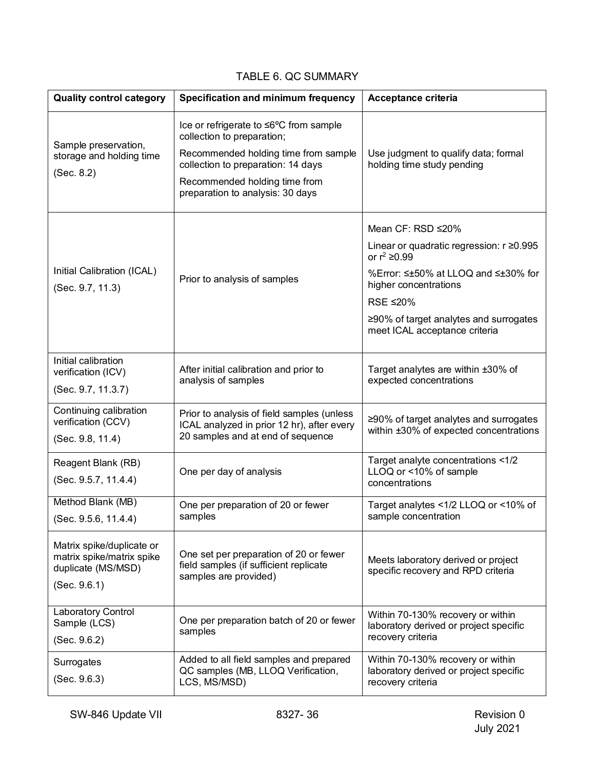TABLE 6. QC SUMMARY

| Quality control category | Specification and minimum frequency | Acceptance criteria |
|---|---|---|
| Sample preservation, storage and holding time (Sec. 8.2) | Ice or refrigerate to ≤6ºC from sample collection to preparation; Recommended holding time from sample collection to preparation: 14 days Recommended holding time from preparation to analysis: 30 days | Use judgment to qualify data; formal holding time study pending |
| Initial Calibration (ICAL) (Sec. 9.7, 11.3) | Prior to analysis of samples | Mean CF: RSD ≤20% Linear or quadratic regression: r ≥0.995 or $r^2$ ≥0.99 %Error: ≤±50% at LLOQ and ≤±30% for higher concentrations RSE ≤20% ≥90% of target analytes and surrogates meet ICAL acceptance criteria |
| Initial calibration verification (ICV) (Sec. 9.7, 11.3.7) | After initial calibration and prior to analysis of samples | Target analytes are within ±30% of expected concentrations |
| Continuing calibration verification (CCV) (Sec. 9.8, 11.4) | Prior to analysis of field samples (unless ICAL analyzed in prior 12 hr), after every 20 samples and at end of sequence | ≥90% of target analytes and surrogates within ±30% of expected concentrations |
| Reagent Blank (RB) (Sec. 9.5.7, 11.4.4) | One per day of analysis | Target analyte concentrations <1/2 LLOQ or <10% of sample concentrations |
| Method Blank (MB) (Sec. 9.5.6, 11.4.4) | One per preparation of 20 or fewer samples | Target analytes <1/2 LLOQ or <10% of sample concentration |
| Matrix spike/duplicate or matrix spike/matrix spike duplicate (MS/MSD) (Sec. 9.6.1) | One set per preparation of 20 or fewer field samples (if sufficient replicate samples are provided) | Meets laboratory derived or project specific recovery and RPD criteria |
| Laboratory Control Sample (LCS) (Sec. 9.6.2) | One per preparation batch of 20 or fewer samples | Within 70-130% recovery or within laboratory derived or project specific recovery criteria |
| Surrogates (Sec. 9.6.3) | Added to all field samples and prepared QC samples (MB, LLOQ Verification, LCS, MS/MSD) | Within 70-130% recovery or within laboratory derived or project specific recovery criteria |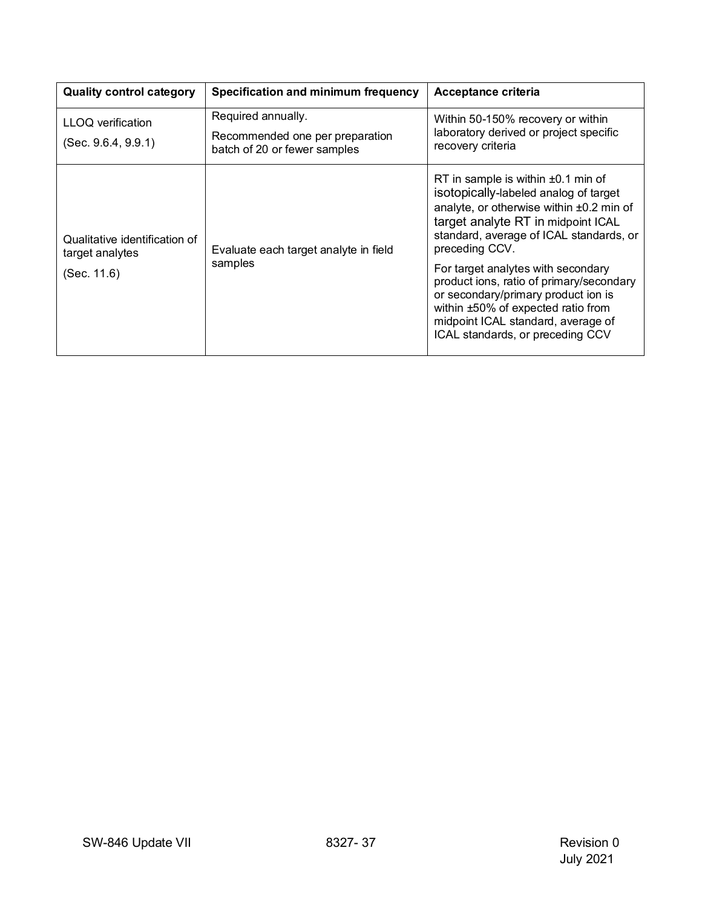| Quality control category | Specification and minimum frequency | Acceptance criteria |
|---|---|---|
| LLOQ verification<br><br>(Sec. 9.6.4, 9.9.1) | Required annually.<br><br>Recommended one per preparation batch of 20 or fewer samples | Within 50-150% recovery or within laboratory derived or project specific recovery criteria |
| Qualitative identification of target analytes<br><br>(Sec. 11.6) | Evaluate each target analyte in field samples | RT in sample is within ±0.1 min of isotopically-labeled analog of target analyte, or otherwise within ±0.2 min of target analyte RT in midpoint ICAL standard, average of ICAL standards, or preceding CCV.<br><br>For target analytes with secondary product ions, ratio of primary/secondary or secondary/primary product ion is within ±50% of expected ratio from midpoint ICAL standard, average of ICAL standards, or preceding CCV |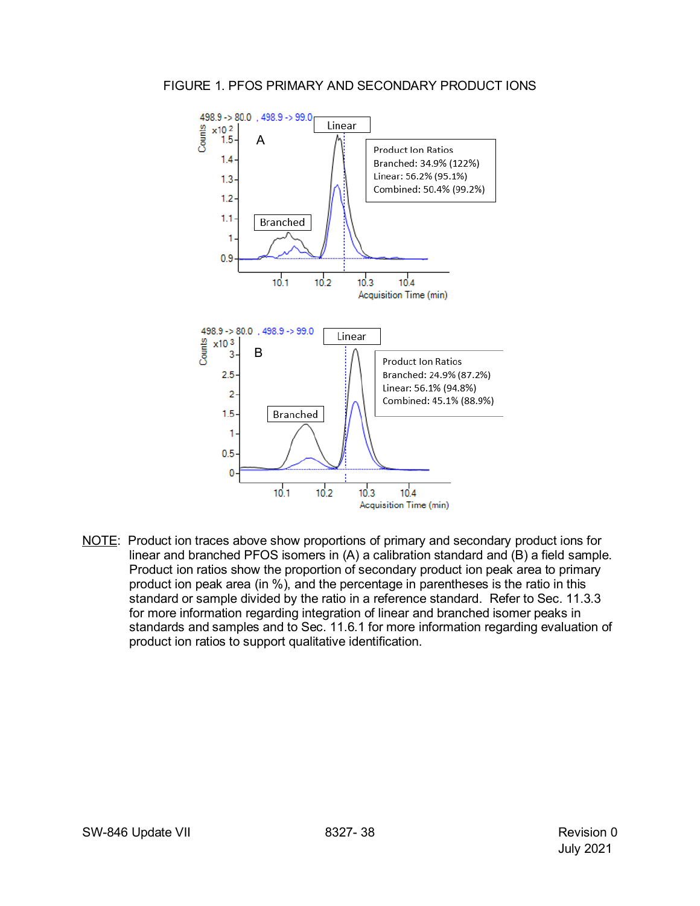FIGURE 1. PFOS PRIMARY AND SECONDARY PRODUCT IONS

A

498.9 -> 80.0 , 498.9 -> 99.0

Product Ion Ratios
Branched: 34.9% (122%)
Linear: 56.2% (95.1%)
Combined: 50.4% (99.2%)

B

498.9 -> 80.0 , 498.9 -> 99.0

Product Ion Ratios
Branched: 24.9% (87.2%)
Linear: 56.1% (94.8%)
Combined: 45.1% (88.9%)

NOTE: Product ion traces above show proportions of primary and secondary product ions for linear and branched PFOS isomers in (A) a calibration standard and (B) a field sample. Product ion ratios show the proportion of secondary product ion peak area to primary product ion peak area (in %), and the percentage in parentheses is the ratio in this standard or sample divided by the ratio in a reference standard. Refer to Sec. 11.3.3 for more information regarding integration of linear and branched isomer peaks in standards and samples and to Sec. 11.6.1 for more information regarding evaluation of product ion ratios to support qualitative identification.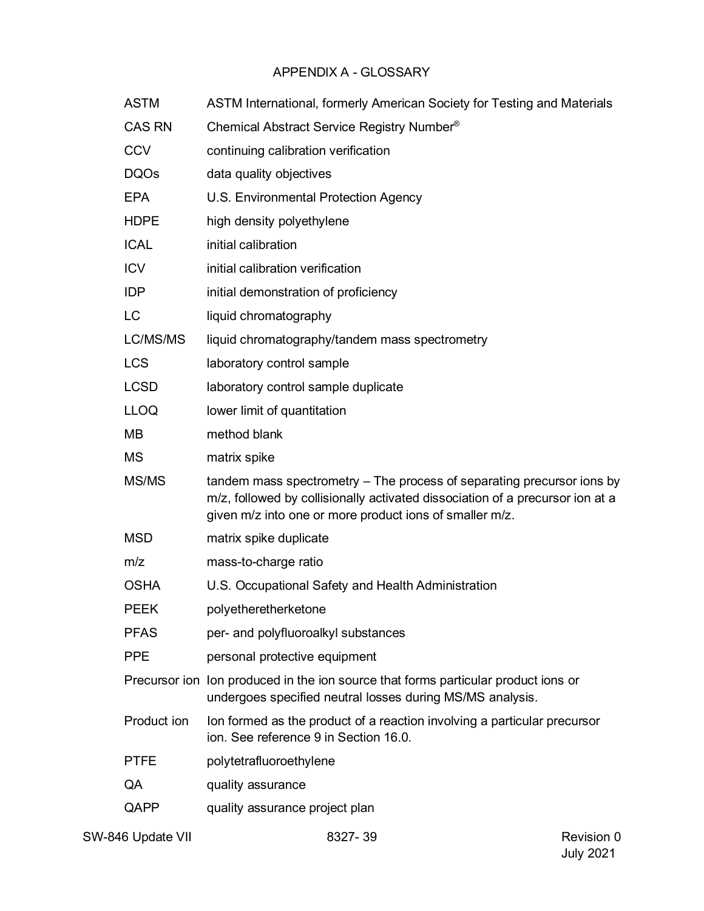# APPENDIX A - GLOSSARY

| | |
|---|---|
| ASTM | ASTM International, formerly American Society for Testing and Materials |
| CAS RN | Chemical Abstract Service Registry Number® |
| CCV | continuing calibration verification |
| DQOs | data quality objectives |
| EPA | U.S. Environmental Protection Agency |
| HDPE | high density polyethylene |
| ICAL | initial calibration |
| ICV | initial calibration verification |
| IDP | initial demonstration of proficiency |
| LC | liquid chromatography |
| LC/MS/MS | liquid chromatography/tandem mass spectrometry |
| LCS | laboratory control sample |
| LCSD | laboratory control sample duplicate |
| LLOQ | lower limit of quantitation |
| MB | method blank |
| MS | matrix spike |
| MS/MS | tandem mass spectrometry – The process of separating precursor ions by m/z, followed by collisionally activated dissociation of a precursor ion at a given m/z into one or more product ions of smaller m/z. |
| MSD | matrix spike duplicate |
| m/z | mass-to-charge ratio |
| OSHA | U.S. Occupational Safety and Health Administration |
| PEEK | polyetheretherketone |
| PFAS | per- and polyfluoroalkyl substances |
| PPE | personal protective equipment |
| Precursor ion | Ion produced in the ion source that forms particular product ions or undergoes specified neutral losses during MS/MS analysis. |
| Product ion | Ion formed as the product of a reaction involving a particular precursor ion. See reference 9 in Section 16.0. |
| PTFE | polytetrafluoroethylene |
| QA | quality assurance |
| QAPP | quality assurance project plan |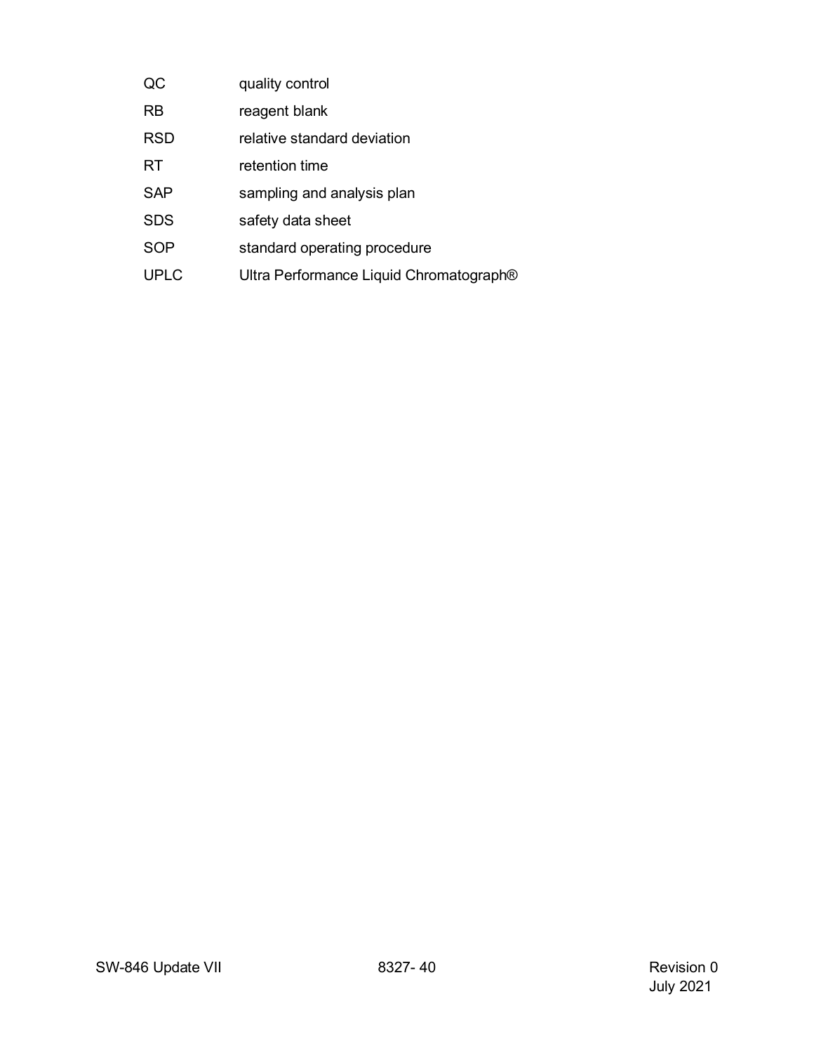| | |
|---|---|
| QC | quality control |
| RB | reagent blank |
| RSD | relative standard deviation |
| RT | retention time |
| SAP | sampling and analysis plan |
| SDS | safety data sheet |
| SOP | standard operating procedure |
| UPLC | Ultra Performance Liquid Chromatograph® |